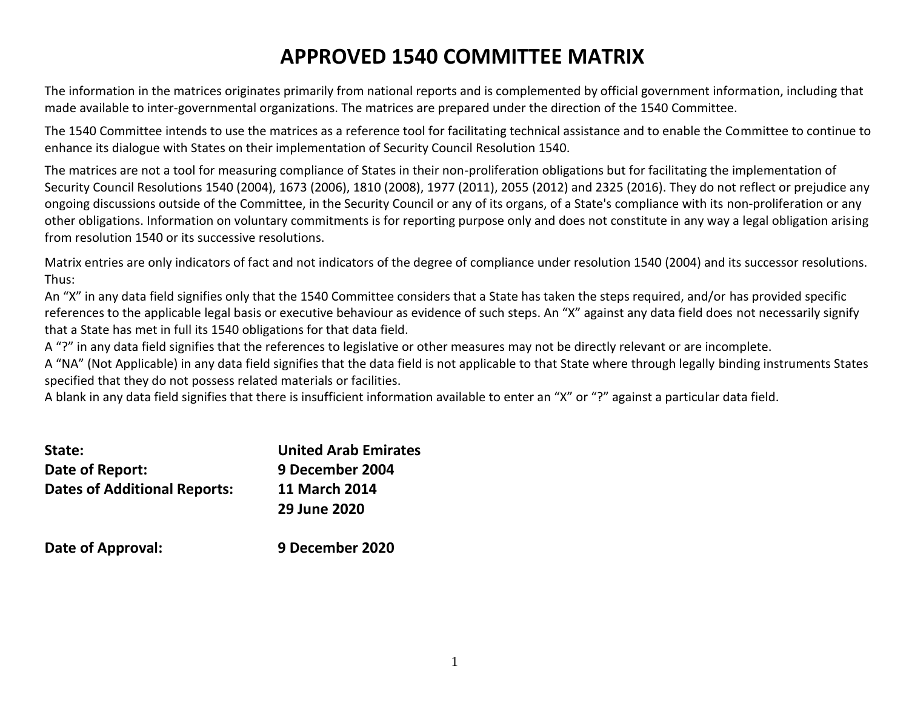# APPROVED 1540 COMMITTEE MATRIX

The information in the matrices originates primarily from national reports and is complemented by official government information, including that made available to inter-governmental organizations. The matrices are prepared under the direction of the 1540 Committee.

The 1540 Committee intends to use the matrices as a reference tool for facilitating technical assistance and to enable the Committee to continue to enhance its dialogue with States on their implementation of Security Council Resolution 1540.

The matrices are not a tool for measuring compliance of States in their non-proliferation obligations but for facilitating the implementation of Security Council Resolutions 1540 (2004), 1673 (2006), 1810 (2008), 1977 (2011), 2055 (2012) and 2325 (2016). They do not reflect or prejudice any ongoing discussions outside of the Committee, in the Security Council or any of its organs, of a State's compliance with its non-proliferation or any other obligations. Information on voluntary commitments is for reporting purpose only and does not constitute in any way a legal obligation arising from resolution 1540 or its successive resolutions.

Matrix entries are only indicators of fact and not indicators of the degree of compliance under resolution 1540 (2004) and its successor resolutions. Thus:

An "X" in any data field signifies only that the 1540 Committee considers that a State has taken the steps required, and/or has provided specific references to the applicable legal basis or executive behaviour as evidence of such steps. An "X" against any data field does not necessarily signify that a State has met in full its 1540 obligations for that data field.

A "?" in any data field signifies that the references to legislative or other measures may not be directly relevant or are incomplete.

A "NA" (Not Applicable) in any data field signifies that the data field is not applicable to that State where through legally binding instruments States specified that they do not possess related materials or facilities.

A blank in any data field signifies that there is insufficient information available to enter an "X" or "?" against a particular data field.

**State:** **United Arab Emirates**

**Date of Report:** **9 December 2004**

**Dates of Additional Reports:** **11 March 2014**
**29 June 2020**

**Date of Approval:** **9 December 2020**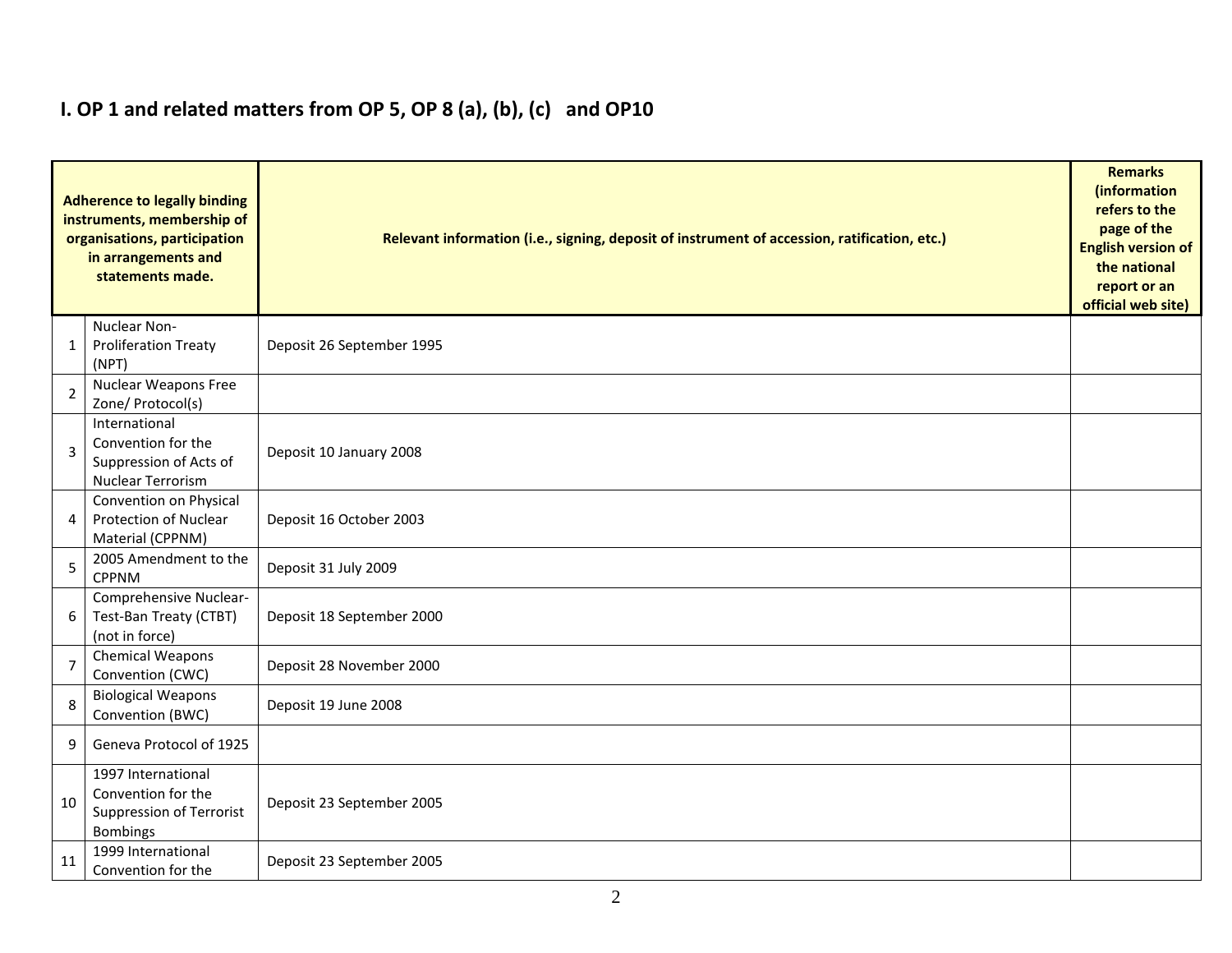## I. OP 1 and related matters from OP 5, OP 8 (a), (b), (c) and OP10

| | Adherence to legally binding instruments, membership of organisations, participation in arrangements and statements made. | Relevant information (i.e., signing, deposit of instrument of accession, ratification, etc.) | Remarks (information refers to the page of the English version of the national report or an official web site) |
|---|---|---|---|
| 1 | Nuclear Non-Proliferation Treaty (NPT) | Deposit 26 September 1995 | |
| 2 | Nuclear Weapons Free Zone/ Protocol(s) | | |
| 3 | International Convention for the Suppression of Acts of Nuclear Terrorism | Deposit 10 January 2008 | |
| 4 | Convention on Physical Protection of Nuclear Material (CPPNM) | Deposit 16 October 2003 | |
| 5 | 2005 Amendment to the CPPNM | Deposit 31 July 2009 | |
| 6 | Comprehensive Nuclear-Test-Ban Treaty (CTBT) (not in force) | Deposit 18 September 2000 | |
| 7 | Chemical Weapons Convention (CWC) | Deposit 28 November 2000 | |
| 8 | Biological Weapons Convention (BWC) | Deposit 19 June 2008 | |
| 9 | Geneva Protocol of 1925 | | |
| 10 | 1997 International Convention for the Suppression of Terrorist Bombings | Deposit 23 September 2005 | |
| 11 | 1999 International Convention for the | Deposit 23 September 2005 | |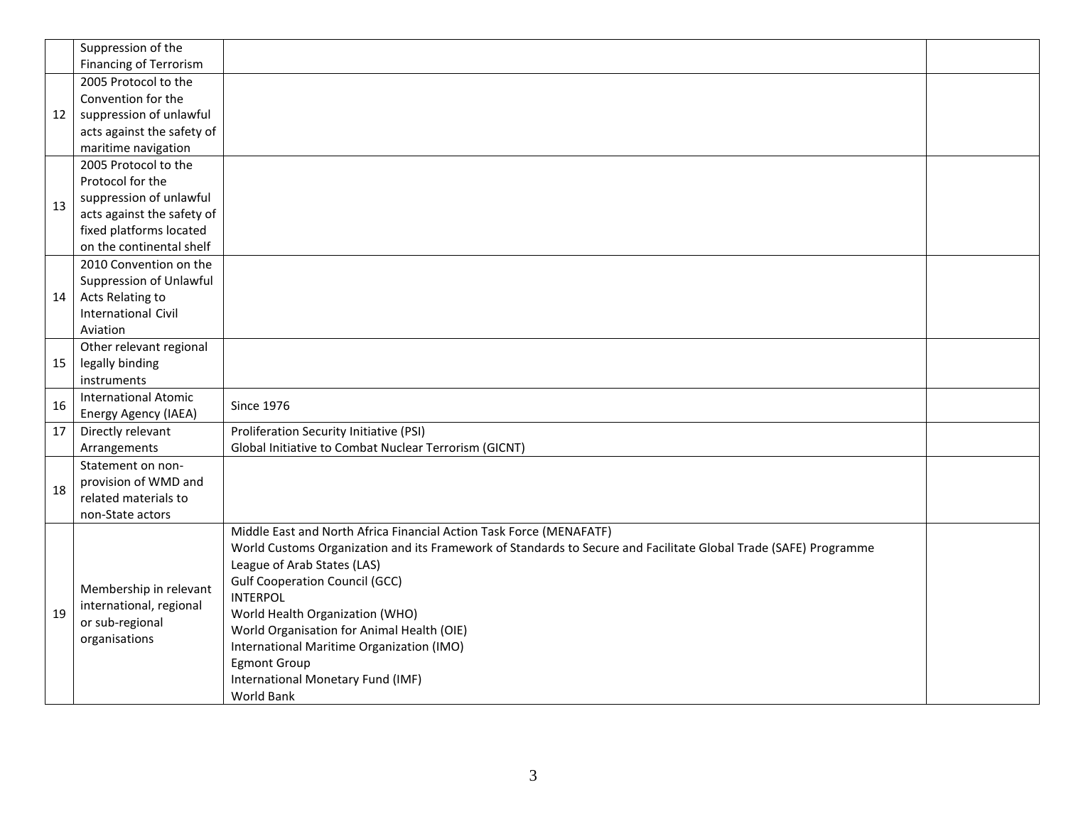| | | | |
|---|---|---|---|
| | Suppression of the Financing of Terrorism | | |
| 12 | 2005 Protocol to the Convention for the suppression of unlawful acts against the safety of maritime navigation | | |
| 13 | 2005 Protocol to the Protocol for the suppression of unlawful acts against the safety of fixed platforms located on the continental shelf | | |
| 14 | 2010 Convention on the Suppression of Unlawful Acts Relating to International Civil Aviation | | |
| 15 | Other relevant regional legally binding instruments | | |
| 16 | International Atomic Energy Agency (IAEA) | Since 1976 | |
| 17 | Directly relevant Arrangements | Proliferation Security Initiative (PSI)<br>Global Initiative to Combat Nuclear Terrorism (GICNT) | |
| 18 | Statement on non-provision of WMD and related materials to non-State actors | | |
| 19 | Membership in relevant international, regional or sub-regional organisations | Middle East and North Africa Financial Action Task Force (MENAFATF)<br>World Customs Organization and its Framework of Standards to Secure and Facilitate Global Trade (SAFE) Programme<br>League of Arab States (LAS)<br>Gulf Cooperation Council (GCC)<br>INTERPOL<br>World Health Organization (WHO)<br>World Organisation for Animal Health (OIE)<br>International Maritime Organization (IMO)<br>Egmont Group<br>International Monetary Fund (IMF)<br>World Bank | |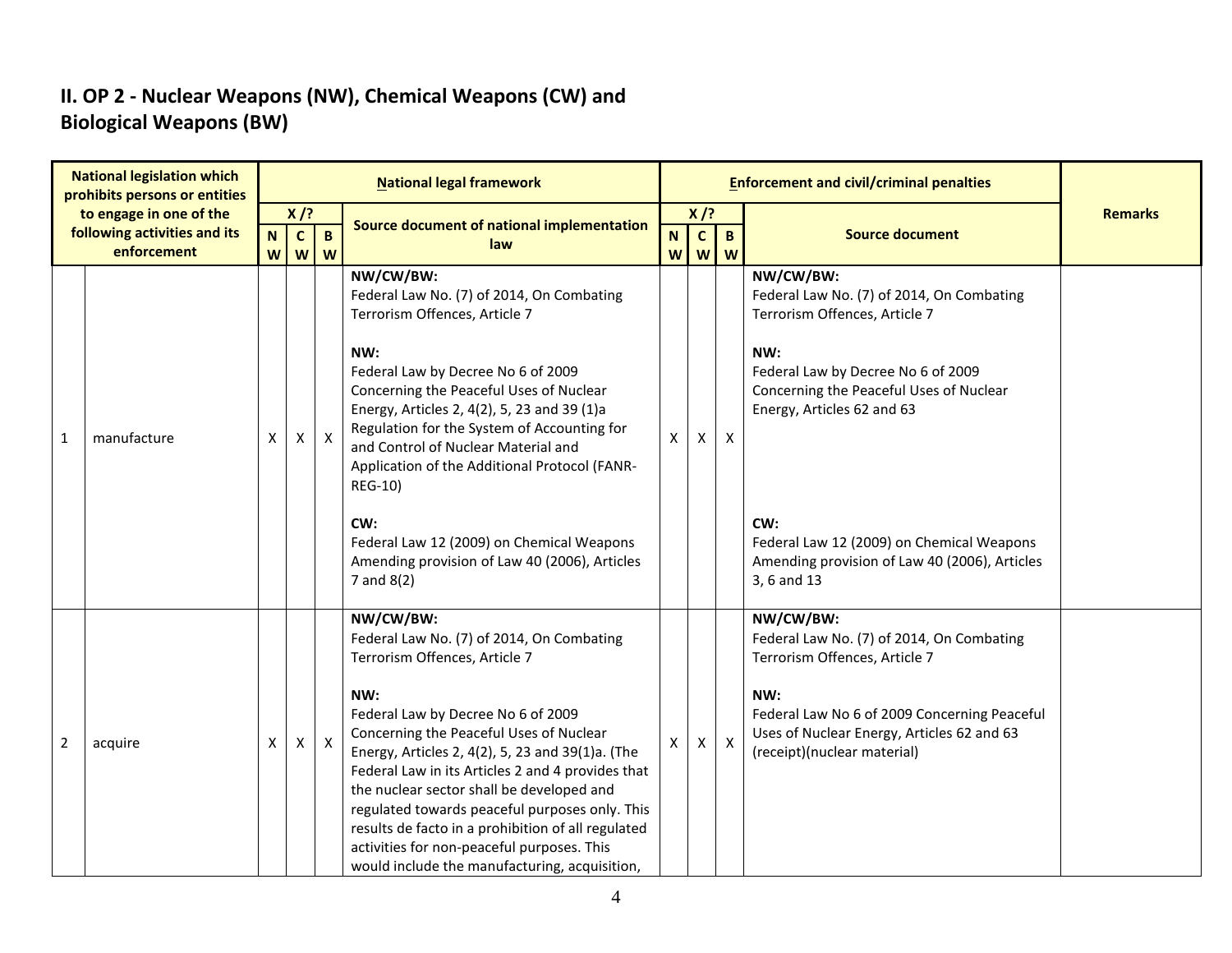## II. OP 2 - Nuclear Weapons (NW), Chemical Weapons (CW) and Biological Weapons (BW)

| National legislation which prohibits persons or entities to engage in one of the following activities and its enforcement | | National legal framework | | | | Enforcement and civil/criminal penalties | | | | Remarks |
|---|---|---|---|---|---|---|---|---|---|---|
| | | X /? | | | Source document of national implementation law | X /? | | | Source document | |
| | | NW | CW | BW | | NW | CW | BW | | |
| 1 | manufacture | X | X | X | **NW/CW/BW:**<br>Federal Law No. (7) of 2014, On Combating Terrorism Offences, Article 7<br><br>**NW:**<br>Federal Law by Decree No 6 of 2009 Concerning the Peaceful Uses of Nuclear Energy, Articles 2, 4(2), 5, 23 and 39 (1)a<br>Regulation for the System of Accounting for and Control of Nuclear Material and Application of the Additional Protocol (FANR-REG-10)<br><br>**CW:**<br>Federal Law 12 (2009) on Chemical Weapons Amending provision of Law 40 (2006), Articles 7 and 8(2) | X | X | X | **NW/CW/BW:**<br>Federal Law No. (7) of 2014, On Combating Terrorism Offences, Article 7<br><br>**NW:**<br>Federal Law by Decree No 6 of 2009 Concerning the Peaceful Uses of Nuclear Energy, Articles 62 and 63<br><br>**CW:**<br>Federal Law 12 (2009) on Chemical Weapons Amending provision of Law 40 (2006), Articles 3, 6 and 13 | |
| 2 | acquire | X | X | X | **NW/CW/BW:**<br>Federal Law No. (7) of 2014, On Combating Terrorism Offences, Article 7<br><br>**NW:**<br>Federal Law by Decree No 6 of 2009 Concerning the Peaceful Uses of Nuclear Energy, Articles 2, 4(2), 5, 23 and 39(1)a. (The Federal Law in its Articles 2 and 4 provides that the nuclear sector shall be developed and regulated towards peaceful purposes only. This results de facto in a prohibition of all regulated activities for non-peaceful purposes. This would include the manufacturing, acquisition, | X | X | X | **NW/CW/BW:**<br>Federal Law No. (7) of 2014, On Combating Terrorism Offences, Article 7<br><br>**NW:**<br>Federal Law No 6 of 2009 Concerning Peaceful Uses of Nuclear Energy, Articles 62 and 63 (receipt)(nuclear material) | |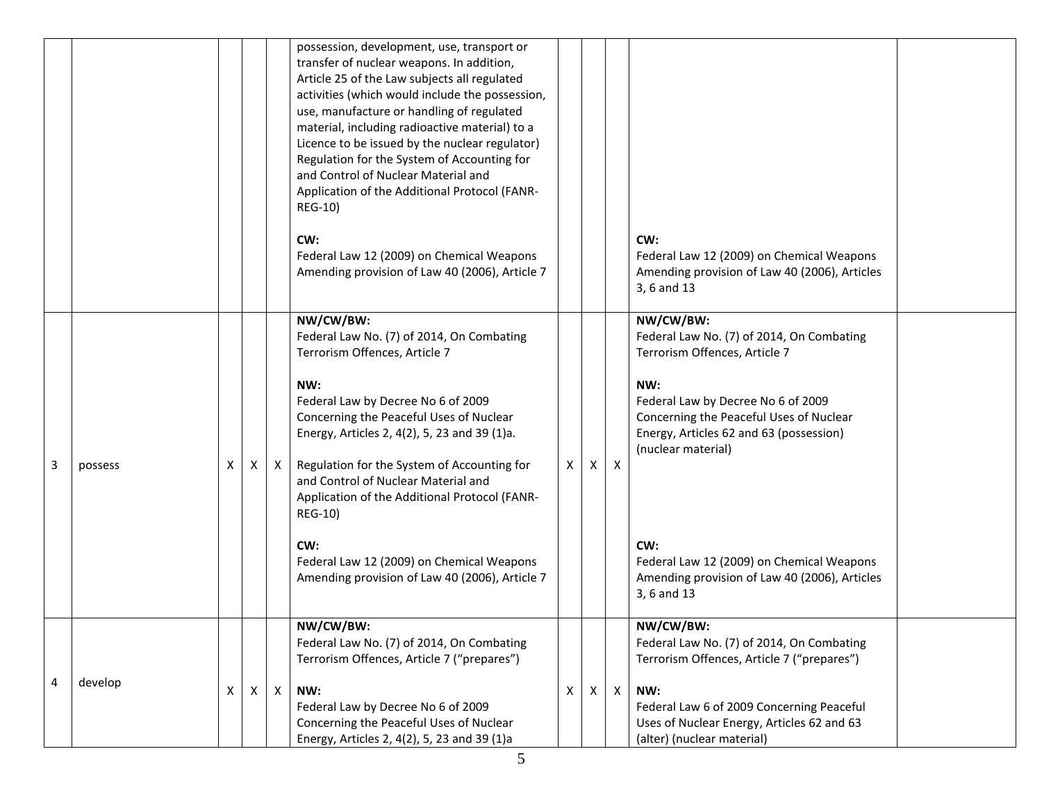| | | | | | | | | | | |
|---|---|---|---|---|---|---|---|---|---|---|
| | | | | | possession, development, use, transport or transfer of nuclear weapons. In addition, Article 25 of the Law subjects all regulated activities (which would include the possession, use, manufacture or handling of regulated material, including radioactive material) to a Licence to be issued by the nuclear regulator) Regulation for the System of Accounting for and Control of Nuclear Material and Application of the Additional Protocol (FANR-REG-10)<br><br>**CW:**<br>Federal Law 12 (2009) on Chemical Weapons Amending provision of Law 40 (2006), Article 7 | | | | **CW:**<br>Federal Law 12 (2009) on Chemical Weapons Amending provision of Law 40 (2006), Articles 3, 6 and 13 | |
| 3 | possess | X | X | X | **NW/CW/BW:**<br>Federal Law No. (7) of 2014, On Combating Terrorism Offences, Article 7<br><br>**NW:**<br>Federal Law by Decree No 6 of 2009 Concerning the Peaceful Uses of Nuclear Energy, Articles 2, 4(2), 5, 23 and 39 (1)a.<br><br>Regulation for the System of Accounting for and Control of Nuclear Material and Application of the Additional Protocol (FANR-REG-10)<br><br>**CW:**<br>Federal Law 12 (2009) on Chemical Weapons Amending provision of Law 40 (2006), Article 7 | X | X | X | **NW/CW/BW:**<br>Federal Law No. (7) of 2014, On Combating Terrorism Offences, Article 7<br><br>**NW:**<br>Federal Law by Decree No 6 of 2009 Concerning the Peaceful Uses of Nuclear Energy, Articles 62 and 63 (possession) (nuclear material)<br><br>**CW:**<br>Federal Law 12 (2009) on Chemical Weapons Amending provision of Law 40 (2006), Articles 3, 6 and 13 | |
| 4 | develop | X | X | X | **NW/CW/BW:**<br>Federal Law No. (7) of 2014, On Combating Terrorism Offences, Article 7 ("prepares")<br><br>**NW:**<br>Federal Law by Decree No 6 of 2009 Concerning the Peaceful Uses of Nuclear Energy, Articles 2, 4(2), 5, 23 and 39 (1)a | X | X | X | **NW/CW/BW:**<br>Federal Law No. (7) of 2014, On Combating Terrorism Offences, Article 7 ("prepares")<br><br>**NW:**<br>Federal Law 6 of 2009 Concerning Peaceful Uses of Nuclear Energy, Articles 62 and 63 (alter) (nuclear material) | |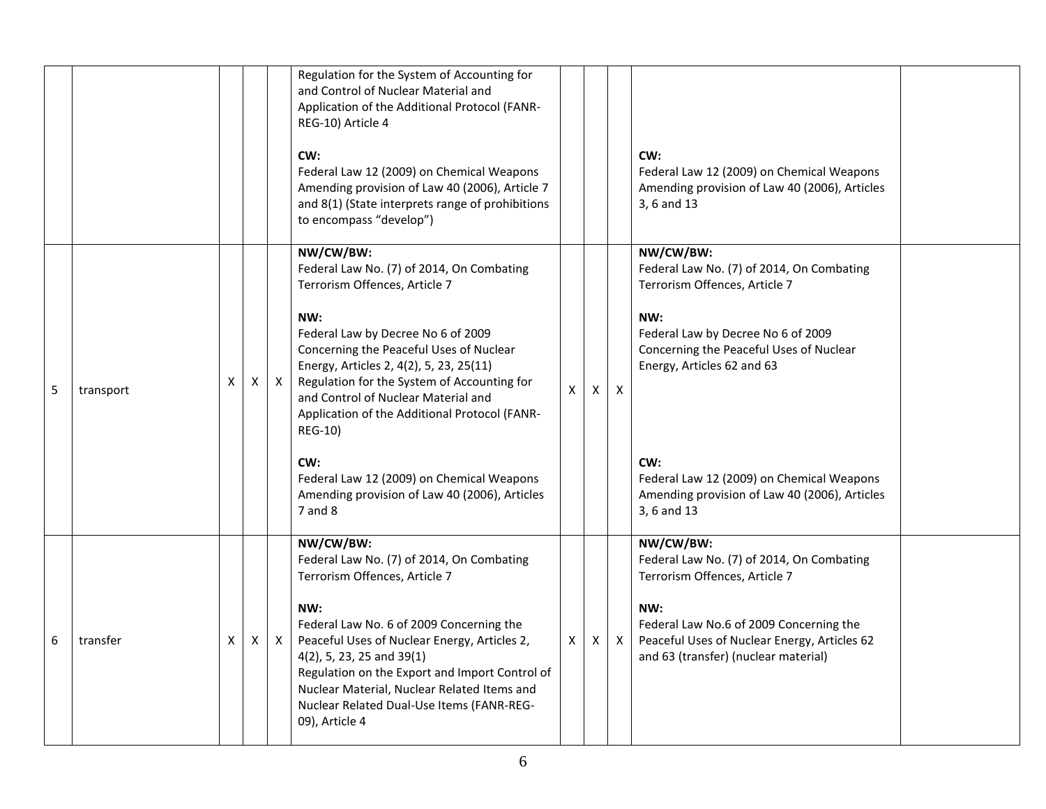| | | | | | | | | | | |
|---|---|---|---|---|---|---|---|---|---|---|
| | | | | | Regulation for the System of Accounting for and Control of Nuclear Material and Application of the Additional Protocol (FANR-REG-10) Article 4<br><br>**CW:**<br>Federal Law 12 (2009) on Chemical Weapons Amending provision of Law 40 (2006), Article 7 and 8(1) (State interprets range of prohibitions to encompass "develop") | | | | **CW:**<br>Federal Law 12 (2009) on Chemical Weapons Amending provision of Law 40 (2006), Articles 3, 6 and 13 | |
| 5 | transport | X | X | X | **NW/CW/BW:**<br>Federal Law No. (7) of 2014, On Combating Terrorism Offences, Article 7<br><br>**NW:**<br>Federal Law by Decree No 6 of 2009 Concerning the Peaceful Uses of Nuclear Energy, Articles 2, 4(2), 5, 23, 25(11)<br>Regulation for the System of Accounting for and Control of Nuclear Material and Application of the Additional Protocol (FANR-REG-10)<br><br>**CW:**<br>Federal Law 12 (2009) on Chemical Weapons Amending provision of Law 40 (2006), Articles 7 and 8 | X | X | X | **NW/CW/BW:**<br>Federal Law No. (7) of 2014, On Combating Terrorism Offences, Article 7<br><br>**NW:**<br>Federal Law by Decree No 6 of 2009 Concerning the Peaceful Uses of Nuclear Energy, Articles 62 and 63<br><br>**CW:**<br>Federal Law 12 (2009) on Chemical Weapons Amending provision of Law 40 (2006), Articles 3, 6 and 13 | |
| 6 | transfer | X | X | X | **NW/CW/BW:**<br>Federal Law No. (7) of 2014, On Combating Terrorism Offences, Article 7<br><br>**NW:**<br>Federal Law No. 6 of 2009 Concerning the Peaceful Uses of Nuclear Energy, Articles 2, 4(2), 5, 23, 25 and 39(1)<br>Regulation on the Export and Import Control of Nuclear Material, Nuclear Related Items and Nuclear Related Dual-Use Items (FANR-REG-09), Article 4 | X | X | X | **NW/CW/BW:**<br>Federal Law No. (7) of 2014, On Combating Terrorism Offences, Article 7<br><br>**NW:**<br>Federal Law No.6 of 2009 Concerning the Peaceful Uses of Nuclear Energy, Articles 62 and 63 (transfer) (nuclear material) | |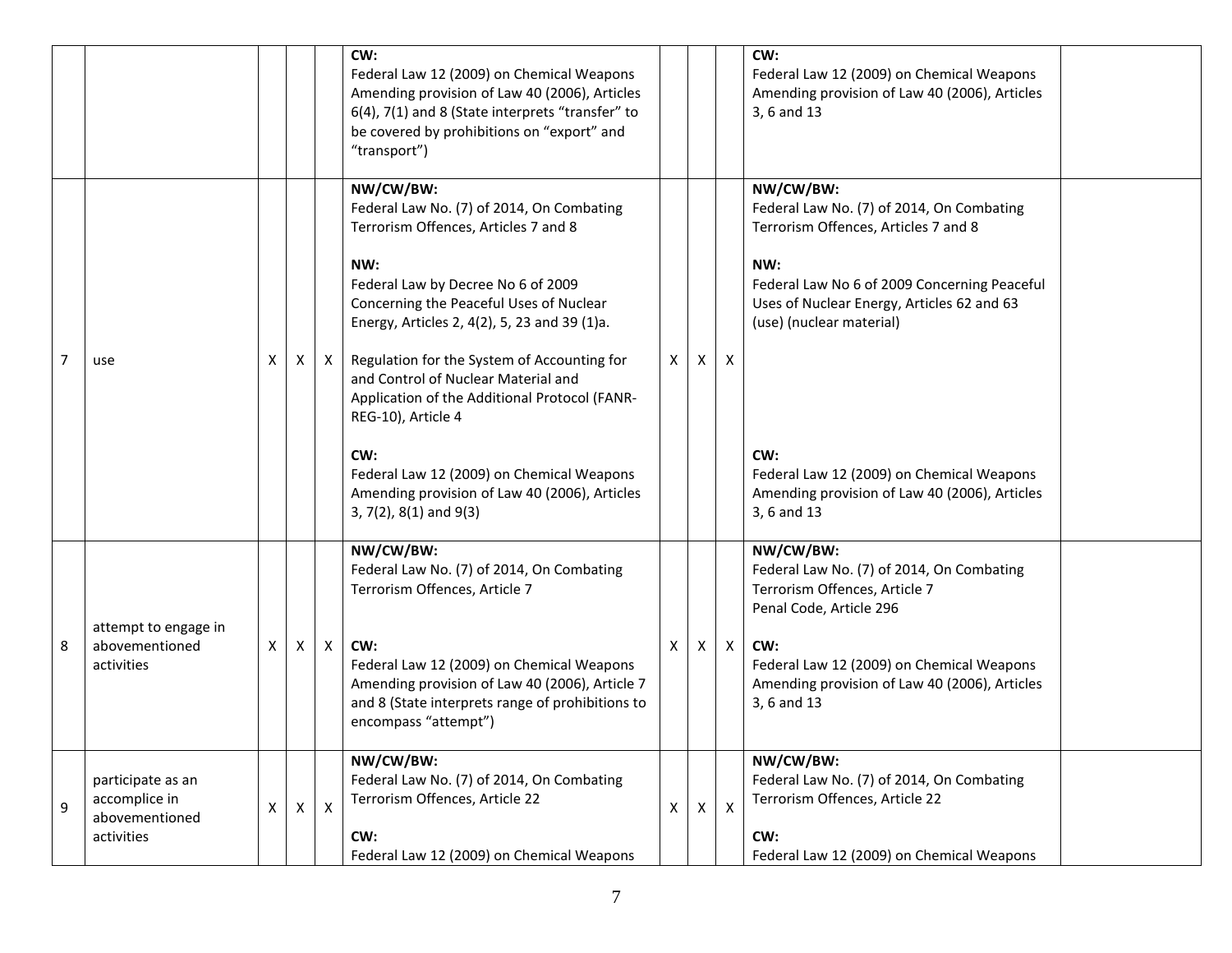| | | | | | | | | | | |
|---|---|---|---|---|---|---|---|---|---|---|
| | | | | | **CW:**<br>Federal Law 12 (2009) on Chemical Weapons Amending provision of Law 40 (2006), Articles 6(4), 7(1) and 8 (State interprets "transfer" to be covered by prohibitions on "export" and "transport") | | | | **CW:**<br>Federal Law 12 (2009) on Chemical Weapons Amending provision of Law 40 (2006), Articles 3, 6 and 13 | |
| 7 | use | X | X | X | **NW/CW/BW:**<br>Federal Law No. (7) of 2014, On Combating Terrorism Offences, Articles 7 and 8<br><br>**NW:**<br>Federal Law by Decree No 6 of 2009 Concerning the Peaceful Uses of Nuclear Energy, Articles 2, 4(2), 5, 23 and 39 (1)a.<br><br>Regulation for the System of Accounting for and Control of Nuclear Material and Application of the Additional Protocol (FANR-REG-10), Article 4<br><br>**CW:**<br>Federal Law 12 (2009) on Chemical Weapons Amending provision of Law 40 (2006), Articles 3, 7(2), 8(1) and 9(3) | X | X | X | **NW/CW/BW:**<br>Federal Law No. (7) of 2014, On Combating Terrorism Offences, Articles 7 and 8<br><br>**NW:**<br>Federal Law No 6 of 2009 Concerning Peaceful Uses of Nuclear Energy, Articles 62 and 63 (use) (nuclear material)<br><br>**CW:**<br>Federal Law 12 (2009) on Chemical Weapons Amending provision of Law 40 (2006), Articles 3, 6 and 13 | |
| 8 | attempt to engage in abovementioned activities | X | X | X | **NW/CW/BW:**<br>Federal Law No. (7) of 2014, On Combating Terrorism Offences, Article 7<br><br>**CW:**<br>Federal Law 12 (2009) on Chemical Weapons Amending provision of Law 40 (2006), Article 7 and 8 (State interprets range of prohibitions to encompass "attempt") | X | X | X | **NW/CW/BW:**<br>Federal Law No. (7) of 2014, On Combating Terrorism Offences, Article 7<br>Penal Code, Article 296<br><br>**CW:**<br>Federal Law 12 (2009) on Chemical Weapons Amending provision of Law 40 (2006), Articles 3, 6 and 13 | |
| 9 | participate as an accomplice in abovementioned activities | X | X | X | **NW/CW/BW:**<br>Federal Law No. (7) of 2014, On Combating Terrorism Offences, Article 22<br><br>**CW:**<br>Federal Law 12 (2009) on Chemical Weapons | X | X | X | **NW/CW/BW:**<br>Federal Law No. (7) of 2014, On Combating Terrorism Offences, Article 22<br><br>**CW:**<br>Federal Law 12 (2009) on Chemical Weapons | |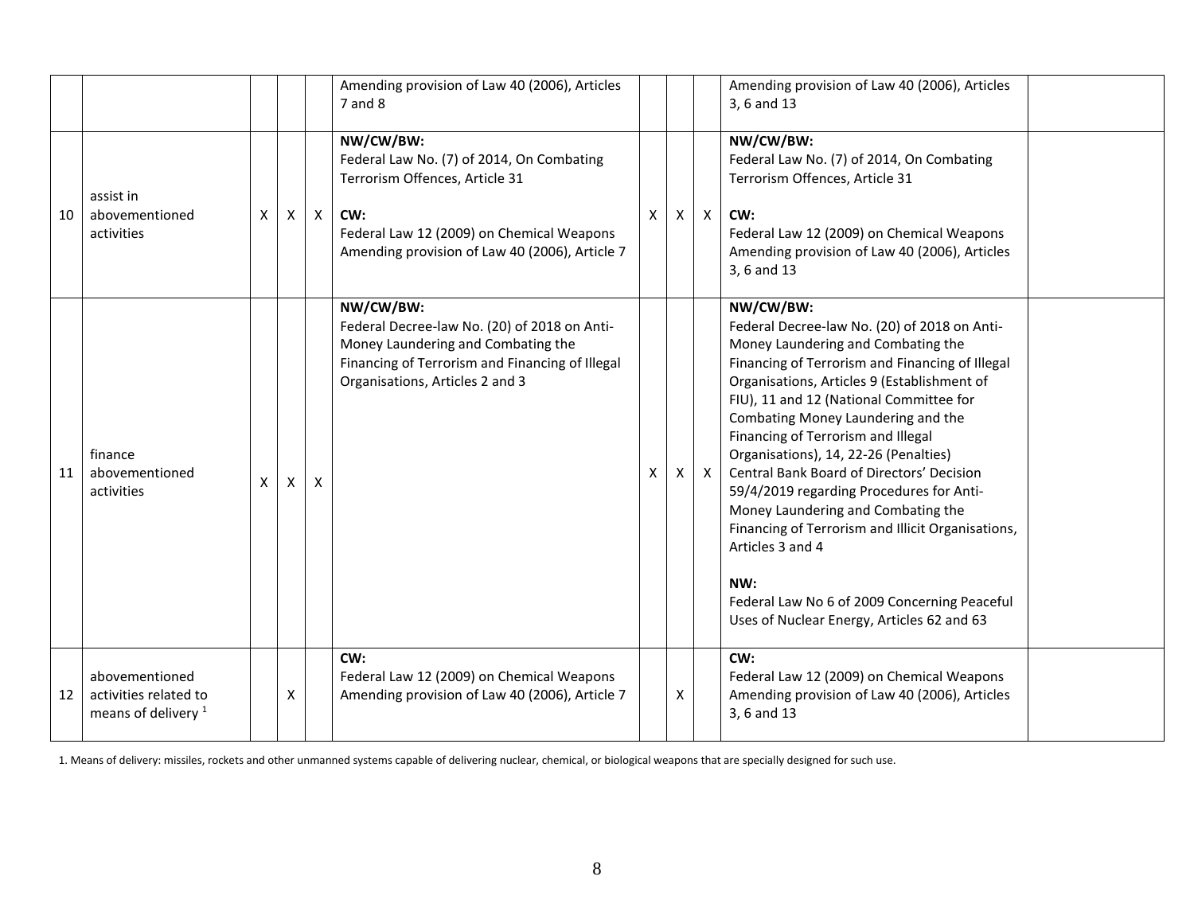| | | | | | | | | | | |
|---|---|---|---|---|---|---|---|---|---|---|
| | | | | | Amending provision of Law 40 (2006), Articles 7 and 8 | | | | Amending provision of Law 40 (2006), Articles 3, 6 and 13 | |
| 10 | assist in abovementioned activities | X | X | X | **NW/CW/BW:** Federal Law No. (7) of 2014, On Combating Terrorism Offences, Article 31<br><br>**CW:** Federal Law 12 (2009) on Chemical Weapons Amending provision of Law 40 (2006), Article 7 | X | X | X | **NW/CW/BW:** Federal Law No. (7) of 2014, On Combating Terrorism Offences, Article 31<br><br>**CW:** Federal Law 12 (2009) on Chemical Weapons Amending provision of Law 40 (2006), Articles 3, 6 and 13 | |
| 11 | finance abovementioned activities | X | X | X | **NW/CW/BW:** Federal Decree-law No. (20) of 2018 on Anti-Money Laundering and Combating the Financing of Terrorism and Financing of Illegal Organisations, Articles 2 and 3 | X | X | X | **NW/CW/BW:** Federal Decree-law No. (20) of 2018 on Anti-Money Laundering and Combating the Financing of Terrorism and Financing of Illegal Organisations, Articles 9 (Establishment of FIU), 11 and 12 (National Committee for Combating Money Laundering and the Financing of Terrorism and Illegal Organisations), 14, 22-26 (Penalties)<br>Central Bank Board of Directors' Decision 59/4/2019 regarding Procedures for Anti-Money Laundering and Combating the Financing of Terrorism and Illicit Organisations, Articles 3 and 4<br><br>**NW:** Federal Law No 6 of 2009 Concerning Peaceful Uses of Nuclear Energy, Articles 62 and 63 | |
| 12 | abovementioned activities related to means of delivery [1] | | X | | **CW:** Federal Law 12 (2009) on Chemical Weapons Amending provision of Law 40 (2006), Article 7 | | X | | **CW:** Federal Law 12 (2009) on Chemical Weapons Amending provision of Law 40 (2006), Articles 3, 6 and 13 | |

1. Means of delivery: missiles, rockets and other unmanned systems capable of delivering nuclear, chemical, or biological weapons that are specially designed for such use.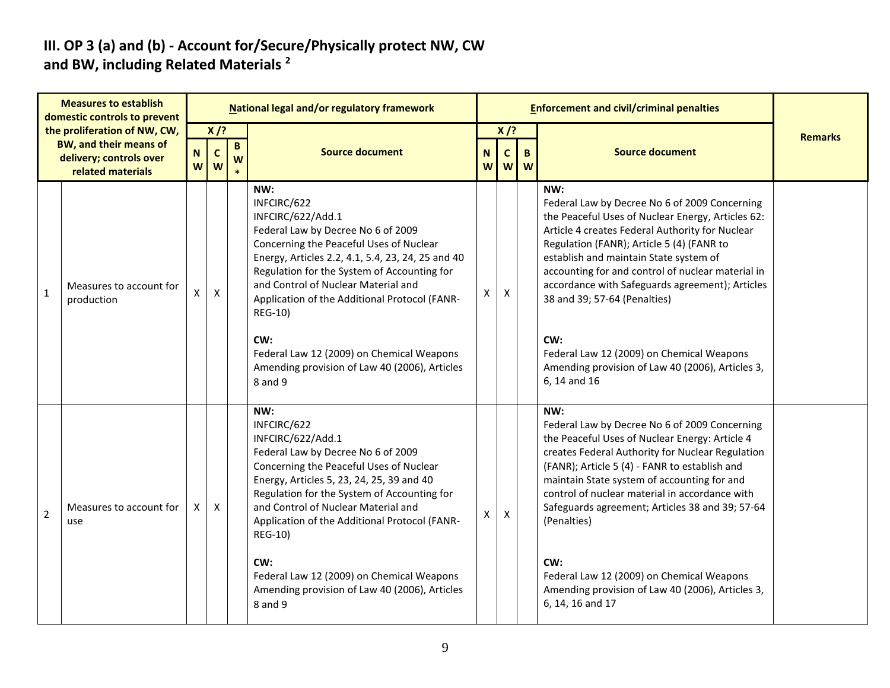## III. OP 3 (a) and (b) - Account for/Secure/Physically protect NW, CW and BW, including Related Materials [2]

| | Measures to establish domestic controls to prevent the proliferation of NW, CW, BW, and their means of delivery; controls over related materials | National legal and/or regulatory framework | | | | Enforcement and civil/criminal penalties | | | | Remarks |
|---|---|---|---|---|---|---|---|---|---|---|
| | | X /? | | | Source document | X /? | | | Source document | |
| | | NW | CW | BW* | | NW | CW | BW | | |
| 1 | Measures to account for production | X | X | | **NW:**<br>INFCIRC/622<br>INFCIRC/622/Add.1<br>Federal Law by Decree No 6 of 2009 Concerning the Peaceful Uses of Nuclear Energy, Articles 2.2, 4.1, 5.4, 23, 24, 25 and 40<br>Regulation for the System of Accounting for and Control of Nuclear Material and Application of the Additional Protocol (FANR-REG-10)<br><br>**CW:**<br>Federal Law 12 (2009) on Chemical Weapons Amending provision of Law 40 (2006), Articles 8 and 9 | X | X | | **NW:**<br>Federal Law by Decree No 6 of 2009 Concerning the Peaceful Uses of Nuclear Energy, Articles 62: Article 4 creates Federal Authority for Nuclear Regulation (FANR); Article 5 (4) (FANR to establish and maintain State system of accounting for and control of nuclear material in accordance with Safeguards agreement); Articles 38 and 39; 57-64 (Penalties)<br><br>**CW:**<br>Federal Law 12 (2009) on Chemical Weapons Amending provision of Law 40 (2006), Articles 3, 6, 14 and 16 | |
| 2 | Measures to account for use | X | X | | **NW:**<br>INFCIRC/622<br>INFCIRC/622/Add.1<br>Federal Law by Decree No 6 of 2009 Concerning the Peaceful Uses of Nuclear Energy, Articles 5, 23, 24, 25, 39 and 40<br>Regulation for the System of Accounting for and Control of Nuclear Material and Application of the Additional Protocol (FANR-REG-10)<br><br>**CW:**<br>Federal Law 12 (2009) on Chemical Weapons Amending provision of Law 40 (2006), Articles 8 and 9 | X | X | | **NW:**<br>Federal Law by Decree No 6 of 2009 Concerning the Peaceful Uses of Nuclear Energy: Article 4 creates Federal Authority for Nuclear Regulation (FANR); Article 5 (4) - FANR to establish and maintain State system of accounting for and control of nuclear material in accordance with Safeguards agreement; Articles 38 and 39; 57-64 (Penalties)<br><br>**CW:**<br>Federal Law 12 (2009) on Chemical Weapons Amending provision of Law 40 (2006), Articles 3, 6, 14, 16 and 17 | |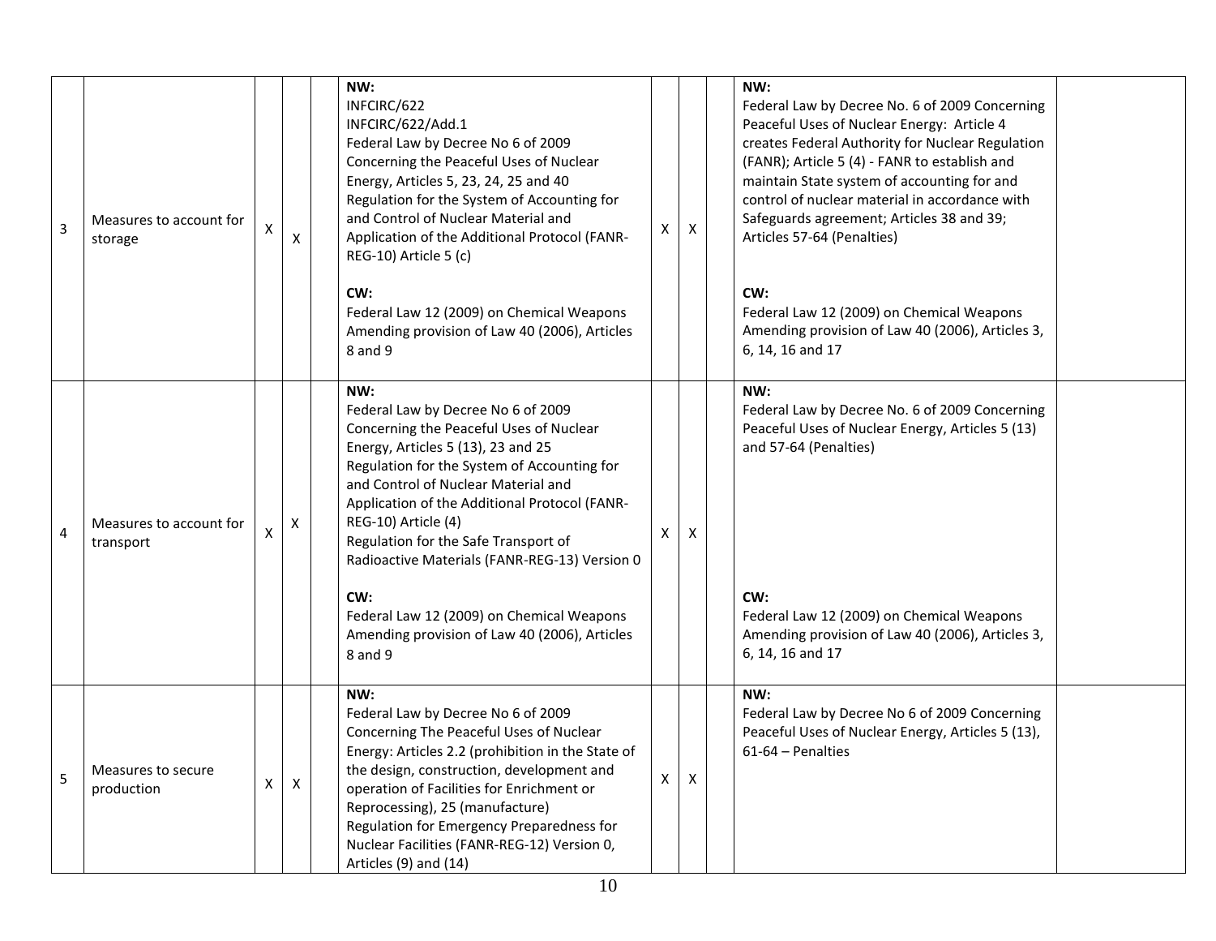| 3 | Measures to account for storage | X | X | | NW:<br>INFCIRC/622<br>INFCIRC/622/Add.1<br>Federal Law by Decree No 6 of 2009 Concerning the Peaceful Uses of Nuclear Energy, Articles 5, 23, 24, 25 and 40<br>Regulation for the System of Accounting for and Control of Nuclear Material and Application of the Additional Protocol (FANR-REG-10) Article 5 (c)<br><br>CW:<br>Federal Law 12 (2009) on Chemical Weapons Amending provision of Law 40 (2006), Articles 8 and 9 | X | X | | NW:<br>Federal Law by Decree No. 6 of 2009 Concerning Peaceful Uses of Nuclear Energy: Article 4 creates Federal Authority for Nuclear Regulation (FANR); Article 5 (4) - FANR to establish and maintain State system of accounting for and control of nuclear material in accordance with Safeguards agreement; Articles 38 and 39; Articles 57-64 (Penalties)<br><br>CW:<br>Federal Law 12 (2009) on Chemical Weapons Amending provision of Law 40 (2006), Articles 3, 6, 14, 16 and 17 | |
|---|---|---|---|---|---|---|---|---|---|---|
| 4 | Measures to account for transport | X | X | | NW:<br>Federal Law by Decree No 6 of 2009 Concerning the Peaceful Uses of Nuclear Energy, Articles 5 (13), 23 and 25<br>Regulation for the System of Accounting for and Control of Nuclear Material and Application of the Additional Protocol (FANR-REG-10) Article (4)<br>Regulation for the Safe Transport of Radioactive Materials (FANR-REG-13) Version 0<br><br>CW:<br>Federal Law 12 (2009) on Chemical Weapons Amending provision of Law 40 (2006), Articles 8 and 9 | X | X | | NW:<br>Federal Law by Decree No. 6 of 2009 Concerning Peaceful Uses of Nuclear Energy, Articles 5 (13) and 57-64 (Penalties)<br><br>CW:<br>Federal Law 12 (2009) on Chemical Weapons Amending provision of Law 40 (2006), Articles 3, 6, 14, 16 and 17 | |
| 5 | Measures to secure production | X | X | | NW:<br>Federal Law by Decree No 6 of 2009 Concerning The Peaceful Uses of Nuclear Energy: Articles 2.2 (prohibition in the State of the design, construction, development and operation of Facilities for Enrichment or Reprocessing), 25 (manufacture)<br>Regulation for Emergency Preparedness for Nuclear Facilities (FANR-REG-12) Version 0, Articles (9) and (14) | X | X | | NW:<br>Federal Law by Decree No 6 of 2009 Concerning Peaceful Uses of Nuclear Energy, Articles 5 (13), 61-64 – Penalties | |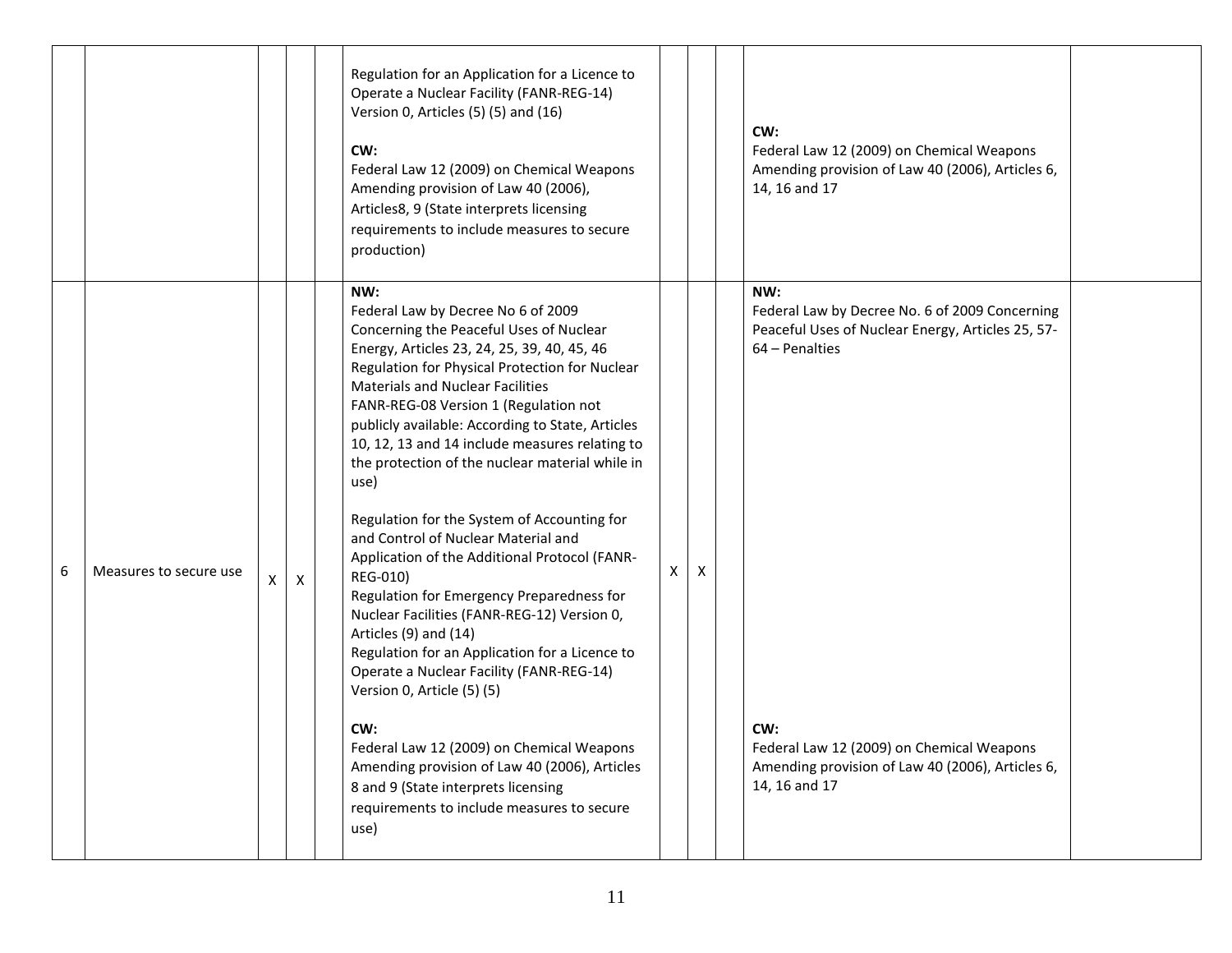|  |  |  |  |  |  |  |  |  |  |  |
|---|---|---|---|---|---|---|---|---|---|---|
|  |  |  |  |  | Regulation for an Application for a Licence to Operate a Nuclear Facility (FANR-REG-14) Version 0, Articles (5) (5) and (16)<br><br>**CW:**<br>Federal Law 12 (2009) on Chemical Weapons Amending provision of Law 40 (2006), Articles8, 9 (State interprets licensing requirements to include measures to secure production) |  |  |  | **CW:**<br>Federal Law 12 (2009) on Chemical Weapons Amending provision of Law 40 (2006), Articles 6, 14, 16 and 17 |  |
| 6 | Measures to secure use | X | X |  | **NW:**<br>Federal Law by Decree No 6 of 2009 Concerning the Peaceful Uses of Nuclear Energy, Articles 23, 24, 25, 39, 40, 45, 46<br>Regulation for Physical Protection for Nuclear Materials and Nuclear Facilities<br>FANR-REG-08 Version 1 (Regulation not publicly available: According to State, Articles 10, 12, 13 and 14 include measures relating to the protection of the nuclear material while in use)<br><br>Regulation for the System of Accounting for and Control of Nuclear Material and Application of the Additional Protocol (FANR-REG-010)<br>Regulation for Emergency Preparedness for Nuclear Facilities (FANR-REG-12) Version 0, Articles (9) and (14)<br>Regulation for an Application for a Licence to Operate a Nuclear Facility (FANR-REG-14) Version 0, Article (5) (5)<br><br>**CW:**<br>Federal Law 12 (2009) on Chemical Weapons Amending provision of Law 40 (2006), Articles 8 and 9 (State interprets licensing requirements to include measures to secure use) | X | X |  | **NW:**<br>Federal Law by Decree No. 6 of 2009 Concerning Peaceful Uses of Nuclear Energy, Articles 25, 57-64 – Penalties<br><br>**CW:**<br>Federal Law 12 (2009) on Chemical Weapons Amending provision of Law 40 (2006), Articles 6, 14, 16 and 17 |  |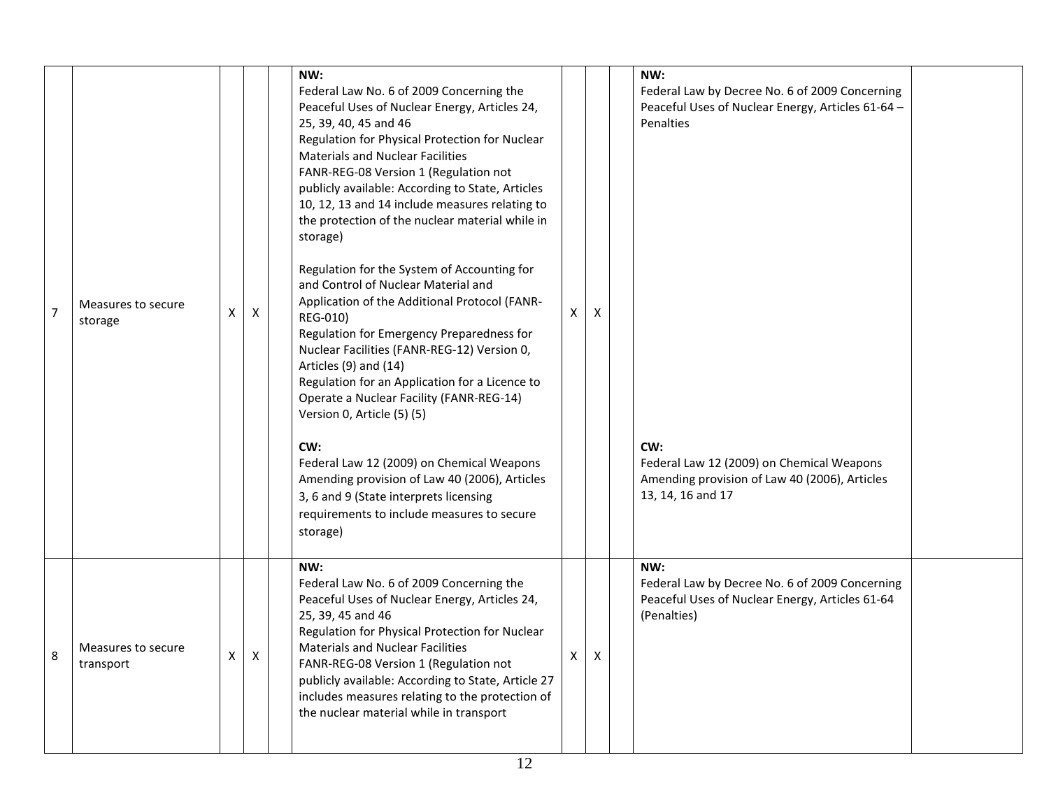| | | | | | | | | | | |
|---|---|---|---|---|---|---|---|---|---|---|
| 7 | Measures to secure storage | X | X | | **NW:**<br>Federal Law No. 6 of 2009 Concerning the Peaceful Uses of Nuclear Energy, Articles 24, 25, 39, 40, 45 and 46<br>Regulation for Physical Protection for Nuclear Materials and Nuclear Facilities<br>FANR-REG-08 Version 1 (Regulation not publicly available: According to State, Articles 10, 12, 13 and 14 include measures relating to the protection of the nuclear material while in storage)<br><br>Regulation for the System of Accounting for and Control of Nuclear Material and Application of the Additional Protocol (FANR-REG-010)<br>Regulation for Emergency Preparedness for Nuclear Facilities (FANR-REG-12) Version 0, Articles (9) and (14)<br>Regulation for an Application for a Licence to Operate a Nuclear Facility (FANR-REG-14) Version 0, Article (5) (5)<br><br>**CW:**<br>Federal Law 12 (2009) on Chemical Weapons Amending provision of Law 40 (2006), Articles 3, 6 and 9 (State interprets licensing requirements to include measures to secure storage) | X | X | | **NW:**<br>Federal Law by Decree No. 6 of 2009 Concerning Peaceful Uses of Nuclear Energy, Articles 61-64 – Penalties<br><br>**CW:**<br>Federal Law 12 (2009) on Chemical Weapons Amending provision of Law 40 (2006), Articles 13, 14, 16 and 17 | |
| 8 | Measures to secure transport | X | X | | **NW:**<br>Federal Law No. 6 of 2009 Concerning the Peaceful Uses of Nuclear Energy, Articles 24, 25, 39, 45 and 46<br>Regulation for Physical Protection for Nuclear Materials and Nuclear Facilities<br>FANR-REG-08 Version 1 (Regulation not publicly available: According to State, Article 27 includes measures relating to the protection of the nuclear material while in transport | X | X | | **NW:**<br>Federal Law by Decree No. 6 of 2009 Concerning Peaceful Uses of Nuclear Energy, Articles 61-64 (Penalties) | |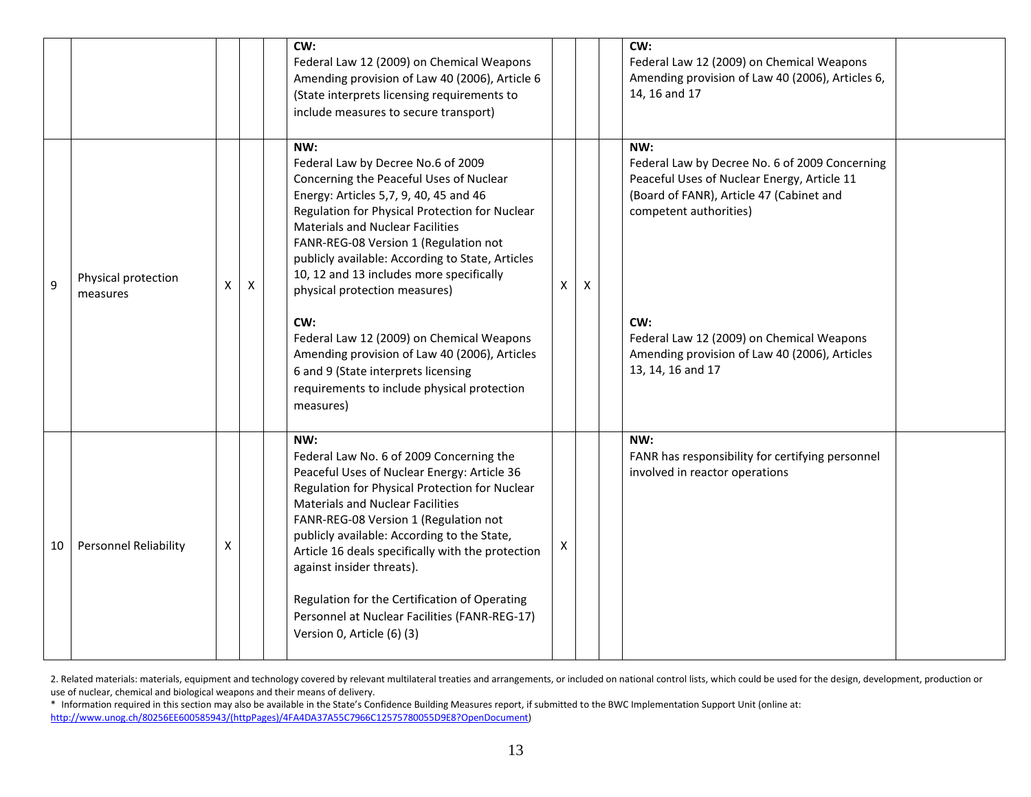| | | | | | | | | | | |
|---|---|---|---|---|---|---|---|---|---|---|
| | | | | | **CW:**<br>Federal Law 12 (2009) on Chemical Weapons Amending provision of Law 40 (2006), Article 6 (State interprets licensing requirements to include measures to secure transport) | | | | **CW:**<br>Federal Law 12 (2009) on Chemical Weapons Amending provision of Law 40 (2006), Articles 6, 14, 16 and 17 | |
| 9 | Physical protection measures | X | X | | **NW:**<br>Federal Law by Decree No.6 of 2009 Concerning the Peaceful Uses of Nuclear Energy: Articles 5,7, 9, 40, 45 and 46<br>Regulation for Physical Protection for Nuclear Materials and Nuclear Facilities<br>FANR-REG-08 Version 1 (Regulation not publicly available: According to State, Articles 10, 12 and 13 includes more specifically physical protection measures)<br><br>**CW:**<br>Federal Law 12 (2009) on Chemical Weapons Amending provision of Law 40 (2006), Articles 6 and 9 (State interprets licensing requirements to include physical protection measures) | X | X | | **NW:**<br>Federal Law by Decree No. 6 of 2009 Concerning Peaceful Uses of Nuclear Energy, Article 11 (Board of FANR), Article 47 (Cabinet and competent authorities)<br><br>**CW:**<br>Federal Law 12 (2009) on Chemical Weapons Amending provision of Law 40 (2006), Articles 13, 14, 16 and 17 | |
| 10 | Personnel Reliability | X | | | **NW:**<br>Federal Law No. 6 of 2009 Concerning the Peaceful Uses of Nuclear Energy: Article 36<br>Regulation for Physical Protection for Nuclear Materials and Nuclear Facilities<br>FANR-REG-08 Version 1 (Regulation not publicly available: According to the State, Article 16 deals specifically with the protection against insider threats).<br><br>Regulation for the Certification of Operating Personnel at Nuclear Facilities (FANR-REG-17) Version 0, Article (6) (3) | X | | | **NW:**<br>FANR has responsibility for certifying personnel involved in reactor operations | |

2. Related materials: materials, equipment and technology covered by relevant multilateral treaties and arrangements, or included on national control lists, which could be used for the design, development, production or use of nuclear, chemical and biological weapons and their means of delivery.

* Information required in this section may also be available in the State's Confidence Building Measures report, if submitted to the BWC Implementation Support Unit (online at: http://www.unog.ch/80256EE600585943/(httpPages)/4FA4DA37A55C7966C12575780055D9E8?OpenDocument)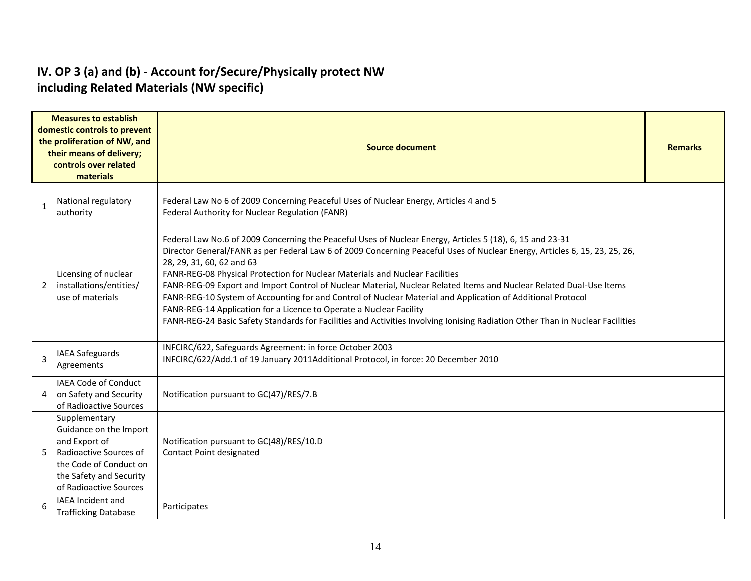## IV. OP 3 (a) and (b) - Account for/Secure/Physically protect NW including Related Materials (NW specific)

| | Measures to establish domestic controls to prevent the proliferation of NW, and their means of delivery; controls over related materials | Source document | Remarks |
|---|---|---|---|
| 1 | National regulatory authority | Federal Law No 6 of 2009 Concerning Peaceful Uses of Nuclear Energy, Articles 4 and 5<br>Federal Authority for Nuclear Regulation (FANR) | |
| 2 | Licensing of nuclear installations/entities/ use of materials | Federal Law No.6 of 2009 Concerning the Peaceful Uses of Nuclear Energy, Articles 5 (18), 6, 15 and 23-31<br>Director General/FANR as per Federal Law 6 of 2009 Concerning Peaceful Uses of Nuclear Energy, Articles 6, 15, 23, 25, 26, 28, 29, 31, 60, 62 and 63<br>FANR-REG-08 Physical Protection for Nuclear Materials and Nuclear Facilities<br>FANR-REG-09 Export and Import Control of Nuclear Material, Nuclear Related Items and Nuclear Related Dual-Use Items<br>FANR-REG-10 System of Accounting for and Control of Nuclear Material and Application of Additional Protocol<br>FANR-REG-14 Application for a Licence to Operate a Nuclear Facility<br>FANR-REG-24 Basic Safety Standards for Facilities and Activities Involving Ionising Radiation Other Than in Nuclear Facilities | |
| 3 | IAEA Safeguards Agreements | INFCIRC/622, Safeguards Agreement: in force October 2003<br>INFCIRC/622/Add.1 of 19 January 2011Additional Protocol, in force: 20 December 2010 | |
| 4 | IAEA Code of Conduct on Safety and Security of Radioactive Sources | Notification pursuant to GC(47)/RES/7.B | |
| 5 | Supplementary Guidance on the Import and Export of Radioactive Sources of the Code of Conduct on the Safety and Security of Radioactive Sources | Notification pursuant to GC(48)/RES/10.D<br>Contact Point designated | |
| 6 | IAEA Incident and Trafficking Database | Participates | |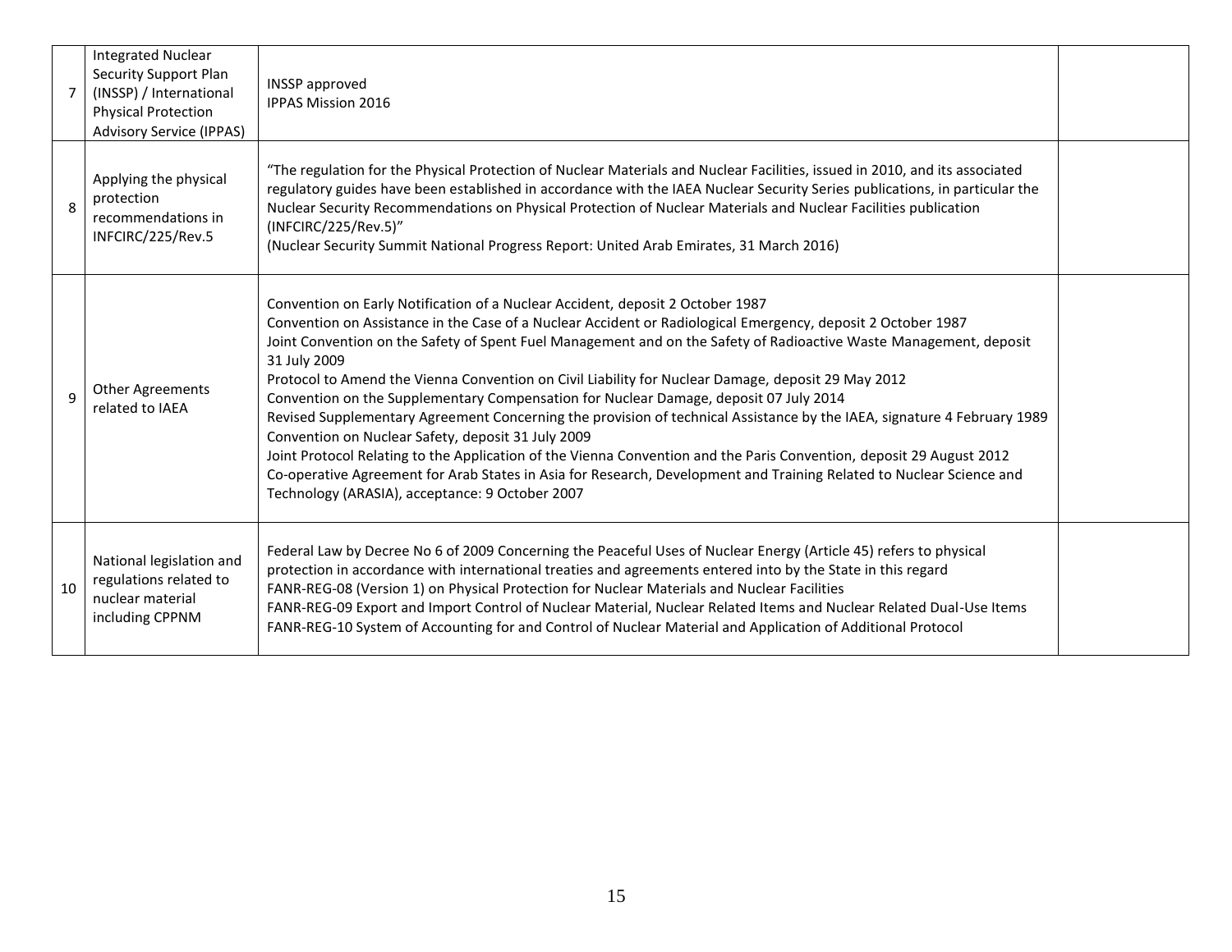| | | | |
|---|---|---|---|
| 7 | Integrated Nuclear Security Support Plan (INSSP) / International Physical Protection Advisory Service (IPPAS) | INSSP approved<br>IPPAS Mission 2016 | |
| 8 | Applying the physical protection recommendations in INFCIRC/225/Rev.5 | "The regulation for the Physical Protection of Nuclear Materials and Nuclear Facilities, issued in 2010, and its associated regulatory guides have been established in accordance with the IAEA Nuclear Security Series publications, in particular the Nuclear Security Recommendations on Physical Protection of Nuclear Materials and Nuclear Facilities publication (INFCIRC/225/Rev.5)"<br>(Nuclear Security Summit National Progress Report: United Arab Emirates, 31 March 2016) | |
| 9 | Other Agreements related to IAEA | Convention on Early Notification of a Nuclear Accident, deposit 2 October 1987<br>Convention on Assistance in the Case of a Nuclear Accident or Radiological Emergency, deposit 2 October 1987<br>Joint Convention on the Safety of Spent Fuel Management and on the Safety of Radioactive Waste Management, deposit 31 July 2009<br>Protocol to Amend the Vienna Convention on Civil Liability for Nuclear Damage, deposit 29 May 2012<br>Convention on the Supplementary Compensation for Nuclear Damage, deposit 07 July 2014<br>Revised Supplementary Agreement Concerning the provision of technical Assistance by the IAEA, signature 4 February 1989<br>Convention on Nuclear Safety, deposit 31 July 2009<br>Joint Protocol Relating to the Application of the Vienna Convention and the Paris Convention, deposit 29 August 2012<br>Co-operative Agreement for Arab States in Asia for Research, Development and Training Related to Nuclear Science and Technology (ARASIA), acceptance: 9 October 2007 | |
| 10 | National legislation and regulations related to nuclear material including CPPNM | Federal Law by Decree No 6 of 2009 Concerning the Peaceful Uses of Nuclear Energy (Article 45) refers to physical protection in accordance with international treaties and agreements entered into by the State in this regard<br>FANR-REG-08 (Version 1) on Physical Protection for Nuclear Materials and Nuclear Facilities<br>FANR-REG-09 Export and Import Control of Nuclear Material, Nuclear Related Items and Nuclear Related Dual-Use Items<br>FANR-REG-10 System of Accounting for and Control of Nuclear Material and Application of Additional Protocol | |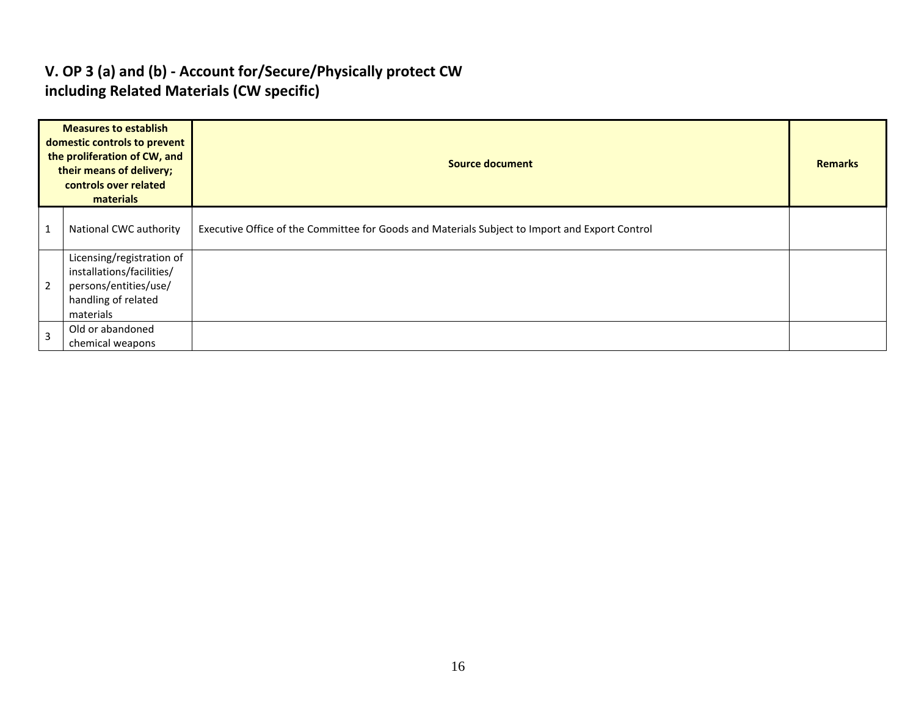## V. OP 3 (a) and (b) - Account for/Secure/Physically protect CW including Related Materials (CW specific)

| Measures to establish domestic controls to prevent the proliferation of CW, and their means of delivery; controls over related materials | | Source document | Remarks |
|---|---|---|---|
| 1 | National CWC authority | Executive Office of the Committee for Goods and Materials Subject to Import and Export Control | |
| 2 | Licensing/registration of installations/facilities/ persons/entities/use/ handling of related materials | | |
| 3 | Old or abandoned chemical weapons | | |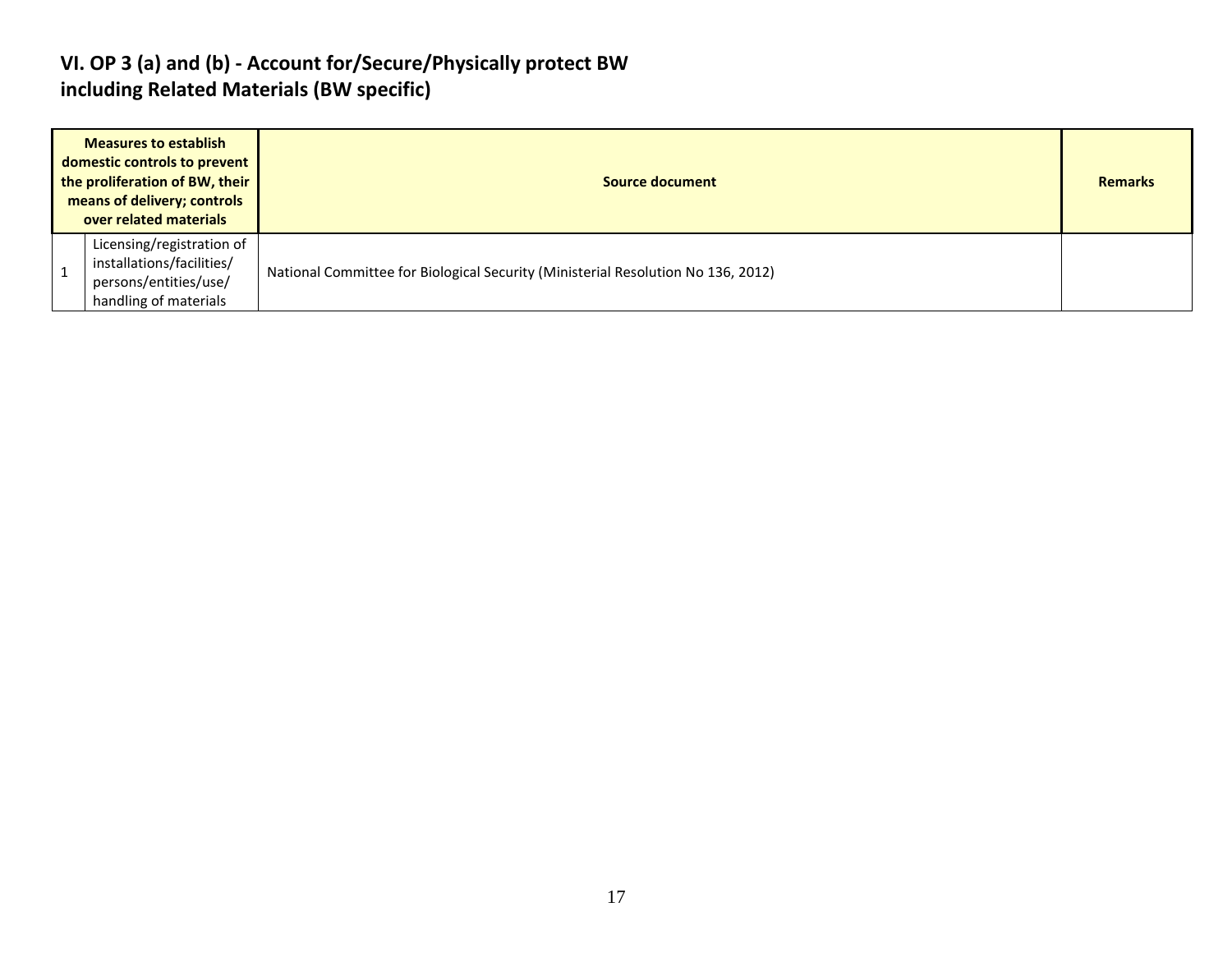## VI. OP 3 (a) and (b) - Account for/Secure/Physically protect BW including Related Materials (BW specific)

| Measures to establish domestic controls to prevent the proliferation of BW, their means of delivery; controls over related materials | | Source document | Remarks |
|---|---|---|---|
| 1 | Licensing/registration of installations/facilities/ persons/entities/use/ handling of materials | National Committee for Biological Security (Ministerial Resolution No 136, 2012) | |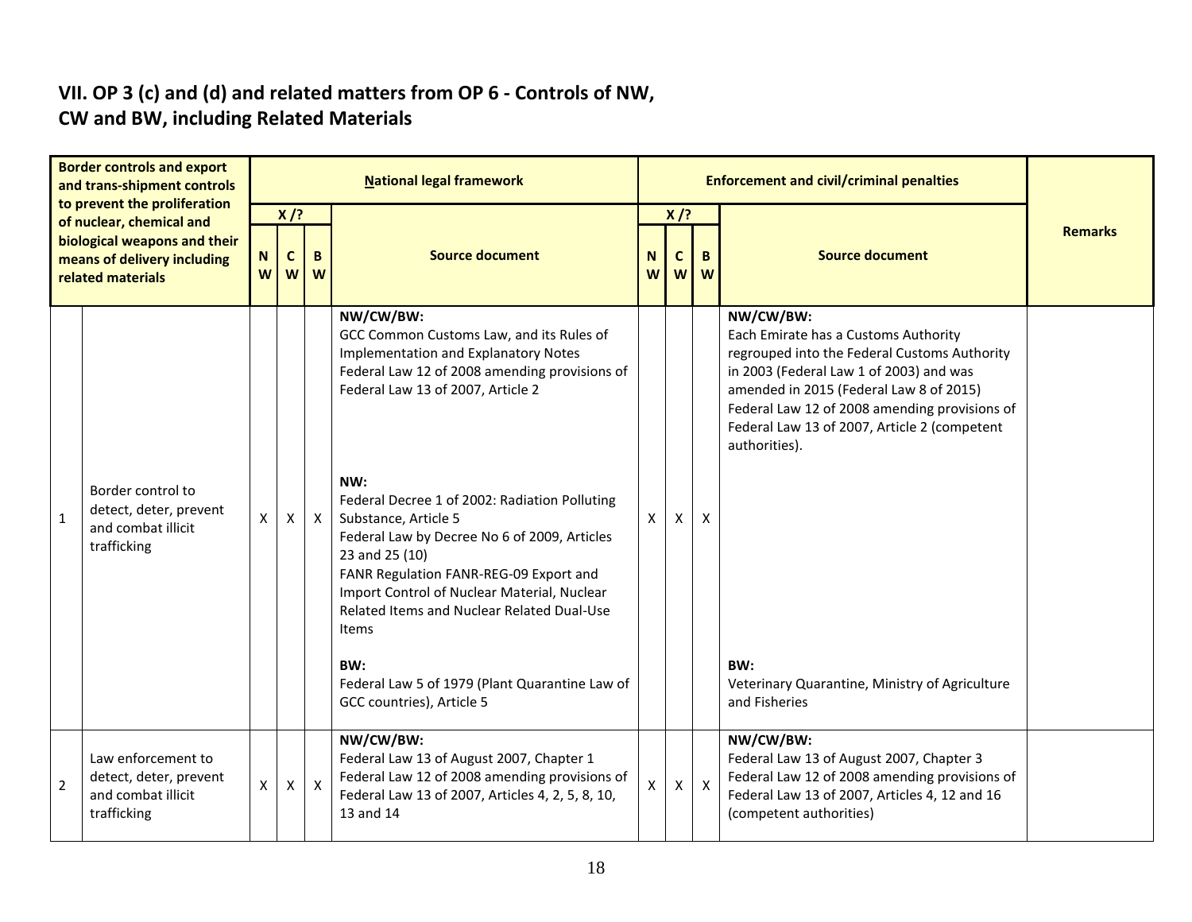## VII. OP 3 (c) and (d) and related matters from OP 6 - Controls of NW, CW and BW, including Related Materials

| Border controls and export and trans-shipment controls to prevent the proliferation of nuclear, chemical and biological weapons and their means of delivery including related materials | | National legal framework | | | | Enforcement and civil/criminal penalties | | | | Remarks |
|---|---|---|---|---|---|---|---|---|---|---|
| | | X /? | | | Source document | X /? | | | Source document | |
| | | NW | CW | BW | | NW | CW | BW | | |
| 1 | Border control to detect, deter, prevent and combat illicit trafficking | X | X | X | **NW/CW/BW:**<br>GCC Common Customs Law, and its Rules of Implementation and Explanatory Notes<br>Federal Law 12 of 2008 amending provisions of Federal Law 13 of 2007, Article 2<br><br>**NW:**<br>Federal Decree 1 of 2002: Radiation Polluting Substance, Article 5<br>Federal Law by Decree No 6 of 2009, Articles 23 and 25 (10)<br>FANR Regulation FANR-REG-09 Export and Import Control of Nuclear Material, Nuclear Related Items and Nuclear Related Dual-Use Items<br><br>**BW:**<br>Federal Law 5 of 1979 (Plant Quarantine Law of GCC countries), Article 5 | X | X | X | **NW/CW/BW:**<br>Each Emirate has a Customs Authority regrouped into the Federal Customs Authority in 2003 (Federal Law 1 of 2003) and was amended in 2015 (Federal Law 8 of 2015)<br>Federal Law 12 of 2008 amending provisions of Federal Law 13 of 2007, Article 2 (competent authorities).<br><br>**BW:**<br>Veterinary Quarantine, Ministry of Agriculture and Fisheries | |
| 2 | Law enforcement to detect, deter, prevent and combat illicit trafficking | X | X | X | **NW/CW/BW:**<br>Federal Law 13 of August 2007, Chapter 1<br>Federal Law 12 of 2008 amending provisions of Federal Law 13 of 2007, Articles 4, 2, 5, 8, 10, 13 and 14 | X | X | X | **NW/CW/BW:**<br>Federal Law 13 of August 2007, Chapter 3<br>Federal Law 12 of 2008 amending provisions of Federal Law 13 of 2007, Articles 4, 12 and 16 (competent authorities) | |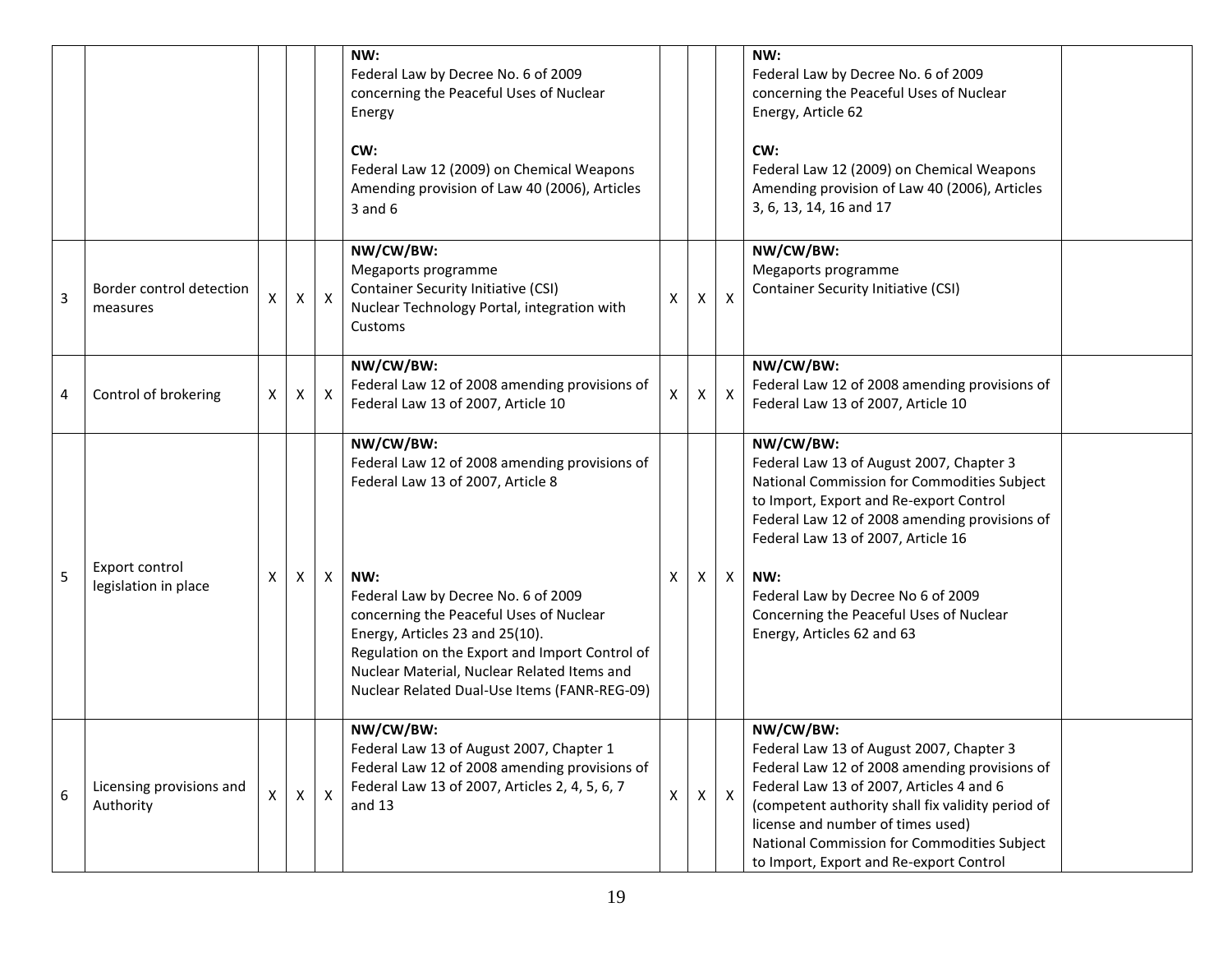| | | | | | | | | | | |
|---|---|---|---|---|---|---|---|---|---|---|
| | | | | | **NW:**<br>Federal Law by Decree No. 6 of 2009 concerning the Peaceful Uses of Nuclear Energy<br><br>**CW:**<br>Federal Law 12 (2009) on Chemical Weapons Amending provision of Law 40 (2006), Articles 3 and 6 | | | | **NW:**<br>Federal Law by Decree No. 6 of 2009 concerning the Peaceful Uses of Nuclear Energy, Article 62<br><br>**CW:**<br>Federal Law 12 (2009) on Chemical Weapons Amending provision of Law 40 (2006), Articles 3, 6, 13, 14, 16 and 17 | |
| 3 | Border control detection measures | X | X | X | **NW/CW/BW:**<br>Megaports programme<br>Container Security Initiative (CSI)<br>Nuclear Technology Portal, integration with Customs | X | X | X | **NW/CW/BW:**<br>Megaports programme<br>Container Security Initiative (CSI) | |
| 4 | Control of brokering | X | X | X | **NW/CW/BW:**<br>Federal Law 12 of 2008 amending provisions of Federal Law 13 of 2007, Article 10 | X | X | X | **NW/CW/BW:**<br>Federal Law 12 of 2008 amending provisions of Federal Law 13 of 2007, Article 10 | |
| 5 | Export control legislation in place | X | X | X | **NW/CW/BW:**<br>Federal Law 12 of 2008 amending provisions of Federal Law 13 of 2007, Article 8<br><br>**NW:**<br>Federal Law by Decree No. 6 of 2009 concerning the Peaceful Uses of Nuclear Energy, Articles 23 and 25(10).<br>Regulation on the Export and Import Control of Nuclear Material, Nuclear Related Items and Nuclear Related Dual-Use Items (FANR-REG-09) | X | X | X | **NW/CW/BW:**<br>Federal Law 13 of August 2007, Chapter 3<br>National Commission for Commodities Subject to Import, Export and Re-export Control<br>Federal Law 12 of 2008 amending provisions of Federal Law 13 of 2007, Article 16<br><br>**NW:**<br>Federal Law by Decree No 6 of 2009 Concerning the Peaceful Uses of Nuclear Energy, Articles 62 and 63 | |
| 6 | Licensing provisions and Authority | X | X | X | **NW/CW/BW:**<br>Federal Law 13 of August 2007, Chapter 1<br>Federal Law 12 of 2008 amending provisions of Federal Law 13 of 2007, Articles 2, 4, 5, 6, 7 and 13 | X | X | X | **NW/CW/BW:**<br>Federal Law 13 of August 2007, Chapter 3<br>Federal Law 12 of 2008 amending provisions of Federal Law 13 of 2007, Articles 4 and 6 (competent authority shall fix validity period of license and number of times used)<br>National Commission for Commodities Subject to Import, Export and Re-export Control | |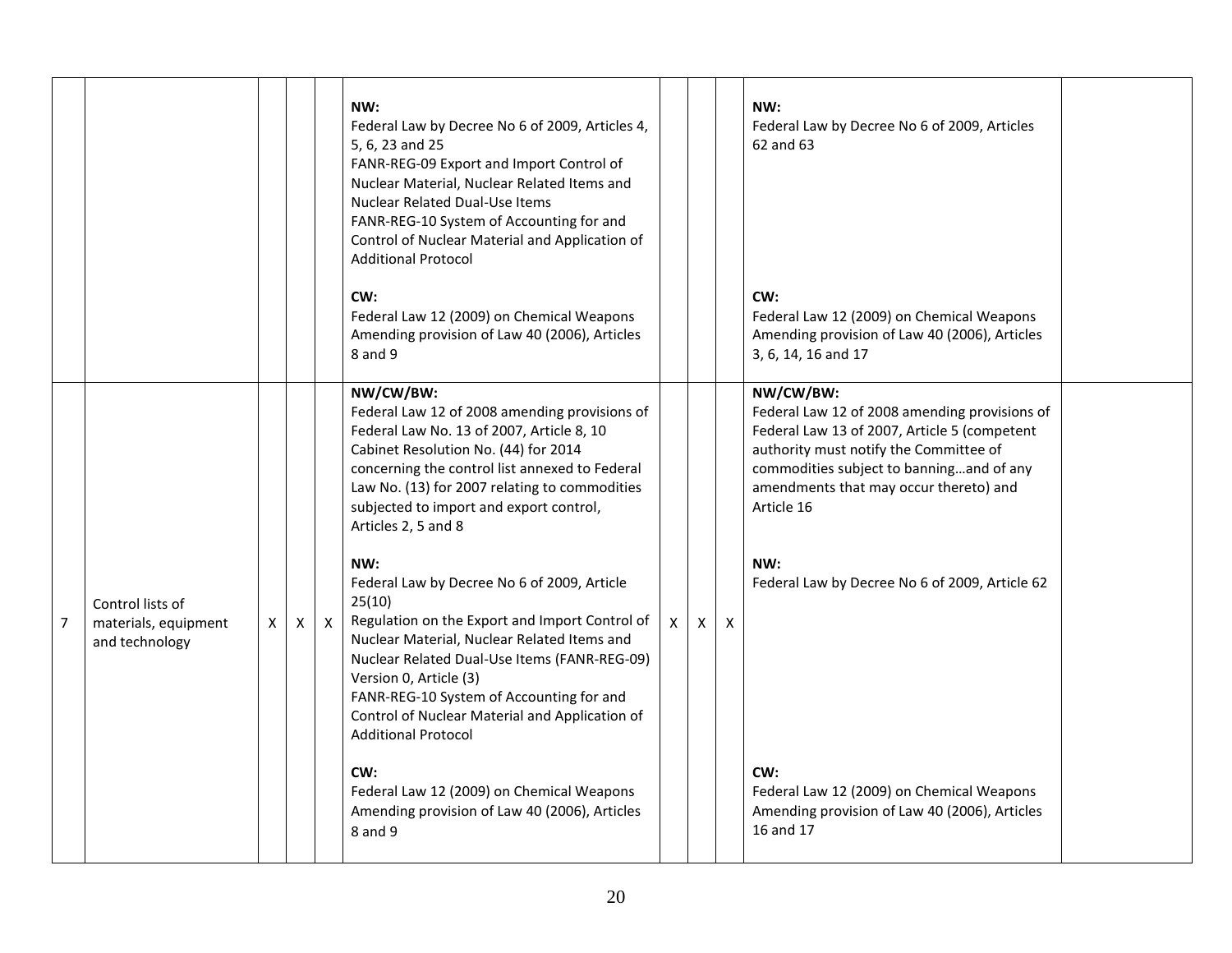| | | | | | | | | | | |
|---|---|---|---|---|---|---|---|---|---|---|
| | | | | | **NW:**<br>Federal Law by Decree No 6 of 2009, Articles 4, 5, 6, 23 and 25<br>FANR-REG-09 Export and Import Control of Nuclear Material, Nuclear Related Items and Nuclear Related Dual-Use Items<br>FANR-REG-10 System of Accounting for and Control of Nuclear Material and Application of Additional Protocol<br><br>**CW:**<br>Federal Law 12 (2009) on Chemical Weapons Amending provision of Law 40 (2006), Articles 8 and 9 | | | | **NW:**<br>Federal Law by Decree No 6 of 2009, Articles 62 and 63<br><br>**CW:**<br>Federal Law 12 (2009) on Chemical Weapons Amending provision of Law 40 (2006), Articles 3, 6, 14, 16 and 17 | |
| 7 | Control lists of materials, equipment and technology | X | X | X | **NW/CW/BW:**<br>Federal Law 12 of 2008 amending provisions of Federal Law No. 13 of 2007, Article 8, 10<br>Cabinet Resolution No. (44) for 2014 concerning the control list annexed to Federal Law No. (13) for 2007 relating to commodities subjected to import and export control, Articles 2, 5 and 8<br><br>**NW:**<br>Federal Law by Decree No 6 of 2009, Article 25(10)<br>Regulation on the Export and Import Control of Nuclear Material, Nuclear Related Items and Nuclear Related Dual-Use Items (FANR-REG-09) Version 0, Article (3)<br>FANR-REG-10 System of Accounting for and Control of Nuclear Material and Application of Additional Protocol<br><br>**CW:**<br>Federal Law 12 (2009) on Chemical Weapons Amending provision of Law 40 (2006), Articles 8 and 9 | X | X | X | **NW/CW/BW:**<br>Federal Law 12 of 2008 amending provisions of Federal Law 13 of 2007, Article 5 (competent authority must notify the Committee of commodities subject to banning…and of any amendments that may occur thereto) and Article 16<br><br>**NW:**<br>Federal Law by Decree No 6 of 2009, Article 62<br><br>**CW:**<br>Federal Law 12 (2009) on Chemical Weapons Amending provision of Law 40 (2006), Articles 16 and 17 | |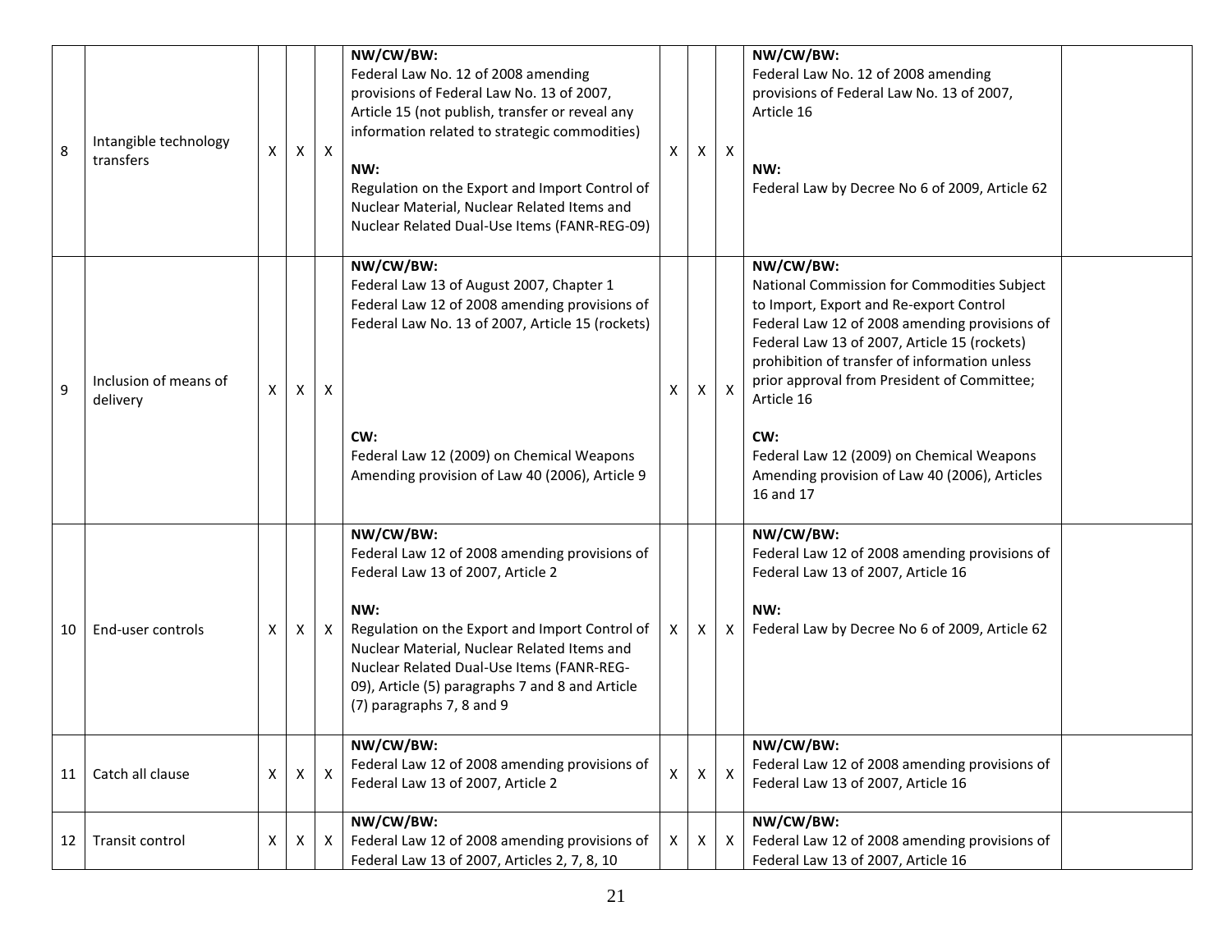| 8 | Intangible technology transfers | X | X | X | **NW/CW/BW:**<br>Federal Law No. 12 of 2008 amending provisions of Federal Law No. 13 of 2007, Article 15 (not publish, transfer or reveal any information related to strategic commodities)<br><br>**NW:**<br>Regulation on the Export and Import Control of Nuclear Material, Nuclear Related Items and Nuclear Related Dual-Use Items (FANR-REG-09) | X | X | X | **NW/CW/BW:**<br>Federal Law No. 12 of 2008 amending provisions of Federal Law No. 13 of 2007, Article 16<br><br>**NW:**<br>Federal Law by Decree No 6 of 2009, Article 62 | |
|---|---|---|---|---|---|---|---|---|---|---|
| 9 | Inclusion of means of delivery | X | X | X | **NW/CW/BW:**<br>Federal Law 13 of August 2007, Chapter 1<br>Federal Law 12 of 2008 amending provisions of Federal Law No. 13 of 2007, Article 15 (rockets)<br><br>**CW:**<br>Federal Law 12 (2009) on Chemical Weapons Amending provision of Law 40 (2006), Article 9 | X | X | X | **NW/CW/BW:**<br>National Commission for Commodities Subject to Import, Export and Re-export Control<br>Federal Law 12 of 2008 amending provisions of Federal Law 13 of 2007, Article 15 (rockets) prohibition of transfer of information unless prior approval from President of Committee; Article 16<br><br>**CW:**<br>Federal Law 12 (2009) on Chemical Weapons Amending provision of Law 40 (2006), Articles 16 and 17 | |
| 10 | End-user controls | X | X | X | **NW/CW/BW:**<br>Federal Law 12 of 2008 amending provisions of Federal Law 13 of 2007, Article 2<br><br>**NW:**<br>Regulation on the Export and Import Control of Nuclear Material, Nuclear Related Items and Nuclear Related Dual-Use Items (FANR-REG-09), Article (5) paragraphs 7 and 8 and Article (7) paragraphs 7, 8 and 9 | X | X | X | **NW/CW/BW:**<br>Federal Law 12 of 2008 amending provisions of Federal Law 13 of 2007, Article 16<br><br>**NW:**<br>Federal Law by Decree No 6 of 2009, Article 62 | |
| 11 | Catch all clause | X | X | X | **NW/CW/BW:**<br>Federal Law 12 of 2008 amending provisions of Federal Law 13 of 2007, Article 2 | X | X | X | **NW/CW/BW:**<br>Federal Law 12 of 2008 amending provisions of Federal Law 13 of 2007, Article 16 | |
| 12 | Transit control | X | X | X | **NW/CW/BW:**<br>Federal Law 12 of 2008 amending provisions of Federal Law 13 of 2007, Articles 2, 7, 8, 10 | X | X | X | **NW/CW/BW:**<br>Federal Law 12 of 2008 amending provisions of Federal Law 13 of 2007, Article 16 | |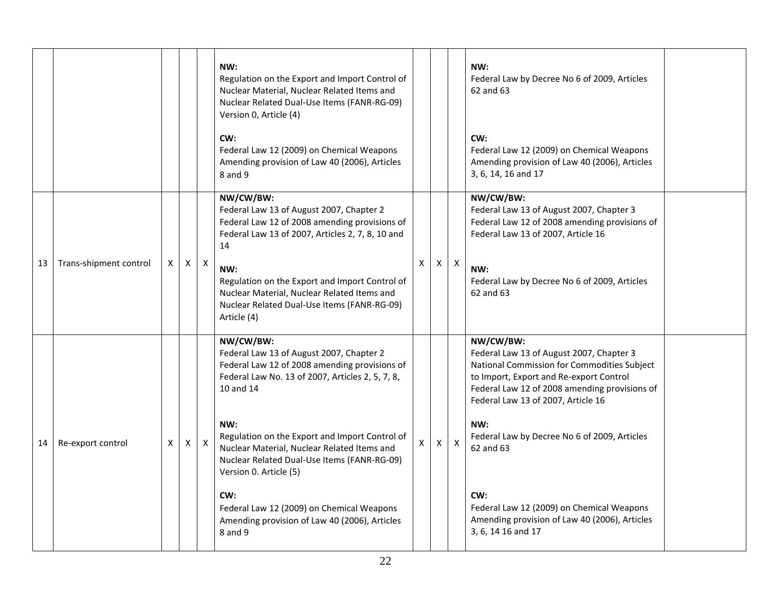| | | | | | | | | | | |
|---|---|---|---|---|---|---|---|---|---|---|
| | | | | | **NW:**<br>Regulation on the Export and Import Control of Nuclear Material, Nuclear Related Items and Nuclear Related Dual-Use Items (FANR-RG-09) Version 0, Article (4)<br><br>**CW:**<br>Federal Law 12 (2009) on Chemical Weapons Amending provision of Law 40 (2006), Articles 8 and 9 | | | | **NW:**<br>Federal Law by Decree No 6 of 2009, Articles 62 and 63<br><br>**CW:**<br>Federal Law 12 (2009) on Chemical Weapons Amending provision of Law 40 (2006), Articles 3, 6, 14, 16 and 17 | |
| 13 | Trans-shipment control | X | X | X | **NW/CW/BW:**<br>Federal Law 13 of August 2007, Chapter 2<br>Federal Law 12 of 2008 amending provisions of Federal Law 13 of 2007, Articles 2, 7, 8, 10 and 14<br><br>**NW:**<br>Regulation on the Export and Import Control of Nuclear Material, Nuclear Related Items and Nuclear Related Dual-Use Items (FANR-RG-09) Article (4) | X | X | X | **NW/CW/BW:**<br>Federal Law 13 of August 2007, Chapter 3<br>Federal Law 12 of 2008 amending provisions of Federal Law 13 of 2007, Article 16<br><br>**NW:**<br>Federal Law by Decree No 6 of 2009, Articles 62 and 63 | |
| 14 | Re-export control | X | X | X | **NW/CW/BW:**<br>Federal Law 13 of August 2007, Chapter 2<br>Federal Law 12 of 2008 amending provisions of Federal Law No. 13 of 2007, Articles 2, 5, 7, 8, 10 and 14<br><br>**NW:**<br>Regulation on the Export and Import Control of Nuclear Material, Nuclear Related Items and Nuclear Related Dual-Use Items (FANR-RG-09) Version 0. Article (5)<br><br>**CW:**<br>Federal Law 12 (2009) on Chemical Weapons Amending provision of Law 40 (2006), Articles 8 and 9 | X | X | X | **NW/CW/BW:**<br>Federal Law 13 of August 2007, Chapter 3<br>National Commission for Commodities Subject to Import, Export and Re-export Control<br>Federal Law 12 of 2008 amending provisions of Federal Law 13 of 2007, Article 16<br><br>**NW:**<br>Federal Law by Decree No 6 of 2009, Articles 62 and 63<br><br>**CW:**<br>Federal Law 12 (2009) on Chemical Weapons Amending provision of Law 40 (2006), Articles 3, 6, 14 16 and 17 | |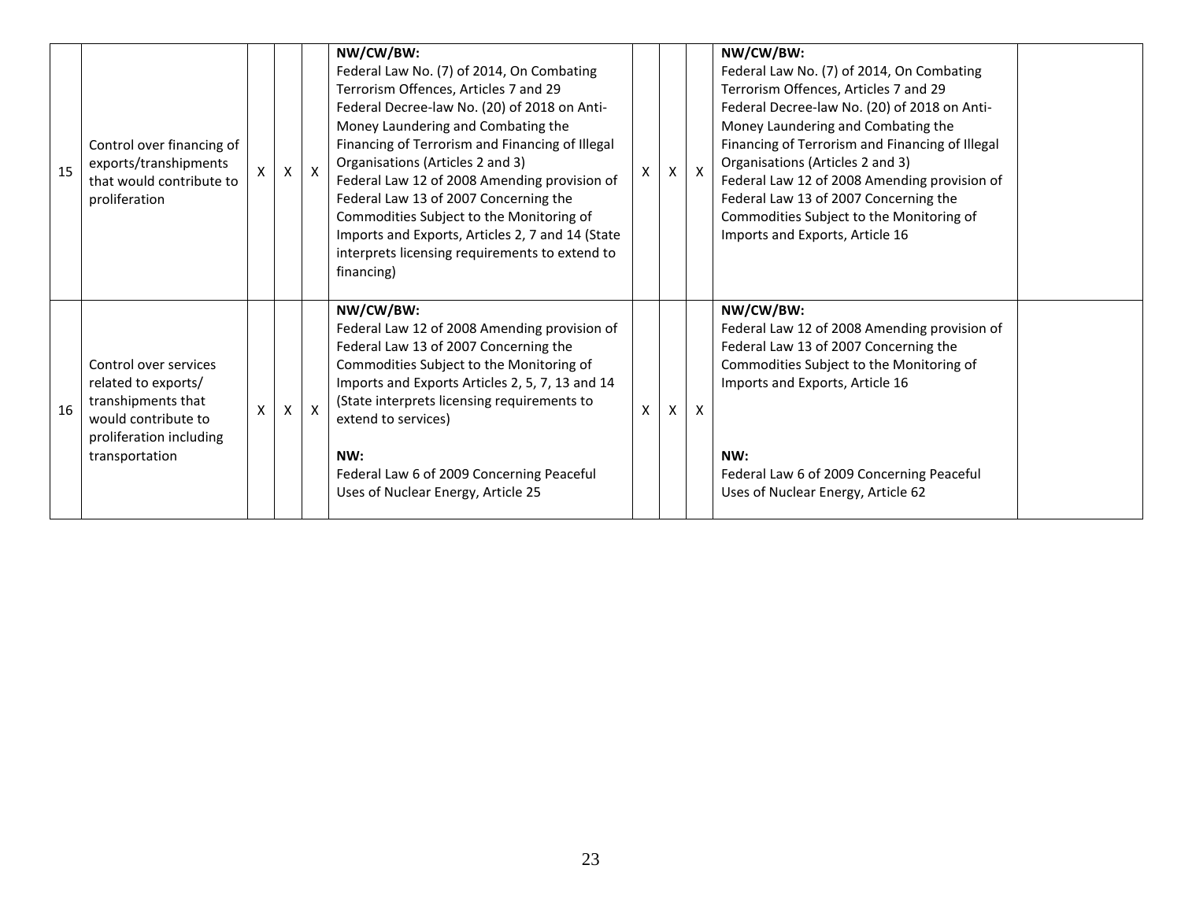| 15 | Control over financing of exports/transhipments that would contribute to proliferation | X | X | X | **NW/CW/BW:**<br>Federal Law No. (7) of 2014, On Combating Terrorism Offences, Articles 7 and 29<br>Federal Decree-law No. (20) of 2018 on Anti-Money Laundering and Combating the Financing of Terrorism and Financing of Illegal Organisations (Articles 2 and 3)<br>Federal Law 12 of 2008 Amending provision of Federal Law 13 of 2007 Concerning the Commodities Subject to the Monitoring of Imports and Exports, Articles 2, 7 and 14 (State interprets licensing requirements to extend to financing) | X | X | X | **NW/CW/BW:**<br>Federal Law No. (7) of 2014, On Combating Terrorism Offences, Articles 7 and 29<br>Federal Decree-law No. (20) of 2018 on Anti-Money Laundering and Combating the Financing of Terrorism and Financing of Illegal Organisations (Articles 2 and 3)<br>Federal Law 12 of 2008 Amending provision of Federal Law 13 of 2007 Concerning the Commodities Subject to the Monitoring of Imports and Exports, Article 16 | |
|---|---|---|---|---|---|---|---|---|---|---|
| 16 | Control over services related to exports/ transhipments that would contribute to proliferation including transportation | X | X | X | **NW/CW/BW:**<br>Federal Law 12 of 2008 Amending provision of Federal Law 13 of 2007 Concerning the Commodities Subject to the Monitoring of Imports and Exports Articles 2, 5, 7, 13 and 14 (State interprets licensing requirements to extend to services)<br><br>**NW:**<br>Federal Law 6 of 2009 Concerning Peaceful Uses of Nuclear Energy, Article 25 | X | X | X | **NW/CW/BW:**<br>Federal Law 12 of 2008 Amending provision of Federal Law 13 of 2007 Concerning the Commodities Subject to the Monitoring of Imports and Exports, Article 16<br><br>**NW:**<br>Federal Law 6 of 2009 Concerning Peaceful Uses of Nuclear Energy, Article 62 | |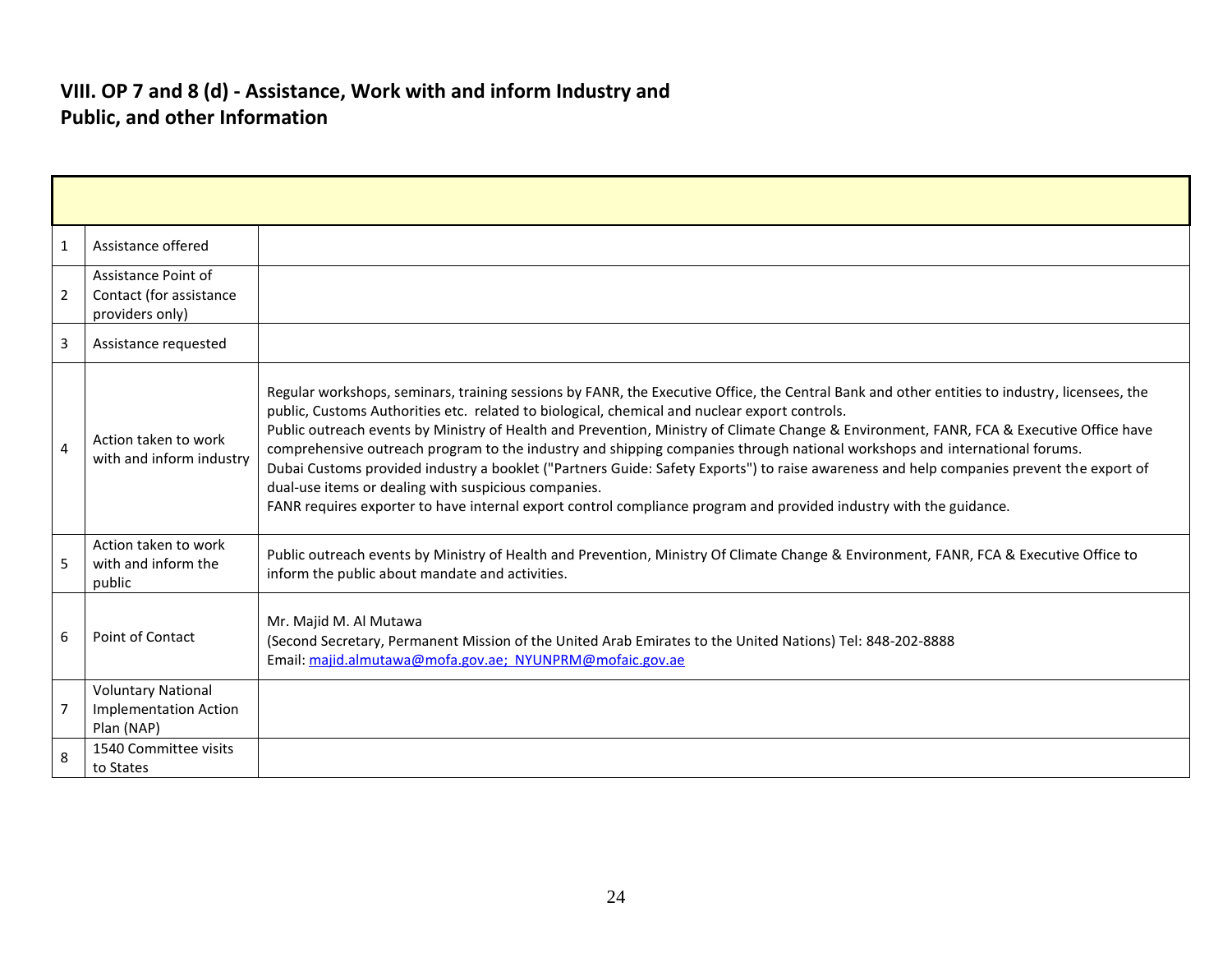## VIII. OP 7 and 8 (d) - Assistance, Work with and inform Industry and Public, and other Information

| | | |
|---|---|---|
| 1 | Assistance offered | |
| 2 | Assistance Point of Contact (for assistance providers only) | |
| 3 | Assistance requested | |
| 4 | Action taken to work with and inform industry | Regular workshops, seminars, training sessions by FANR, the Executive Office, the Central Bank and other entities to industry, licensees, the public, Customs Authorities etc. related to biological, chemical and nuclear export controls.<br>Public outreach events by Ministry of Health and Prevention, Ministry of Climate Change & Environment, FANR, FCA & Executive Office have comprehensive outreach program to the industry and shipping companies through national workshops and international forums.<br>Dubai Customs provided industry a booklet ("Partners Guide: Safety Exports") to raise awareness and help companies prevent the export of dual-use items or dealing with suspicious companies.<br>FANR requires exporter to have internal export control compliance program and provided industry with the guidance. |
| 5 | Action taken to work with and inform the public | Public outreach events by Ministry of Health and Prevention, Ministry Of Climate Change & Environment, FANR, FCA & Executive Office to inform the public about mandate and activities. |
| 6 | Point of Contact | Mr. Majid M. Al Mutawa<br>(Second Secretary, Permanent Mission of the United Arab Emirates to the United Nations) Tel: 848-202-8888<br>Email: majid.almutawa@mofa.gov.ae; NYUNPRM@mofaic.gov.ae |
| 7 | Voluntary National Implementation Action Plan (NAP) | |
| 8 | 1540 Committee visits to States | |